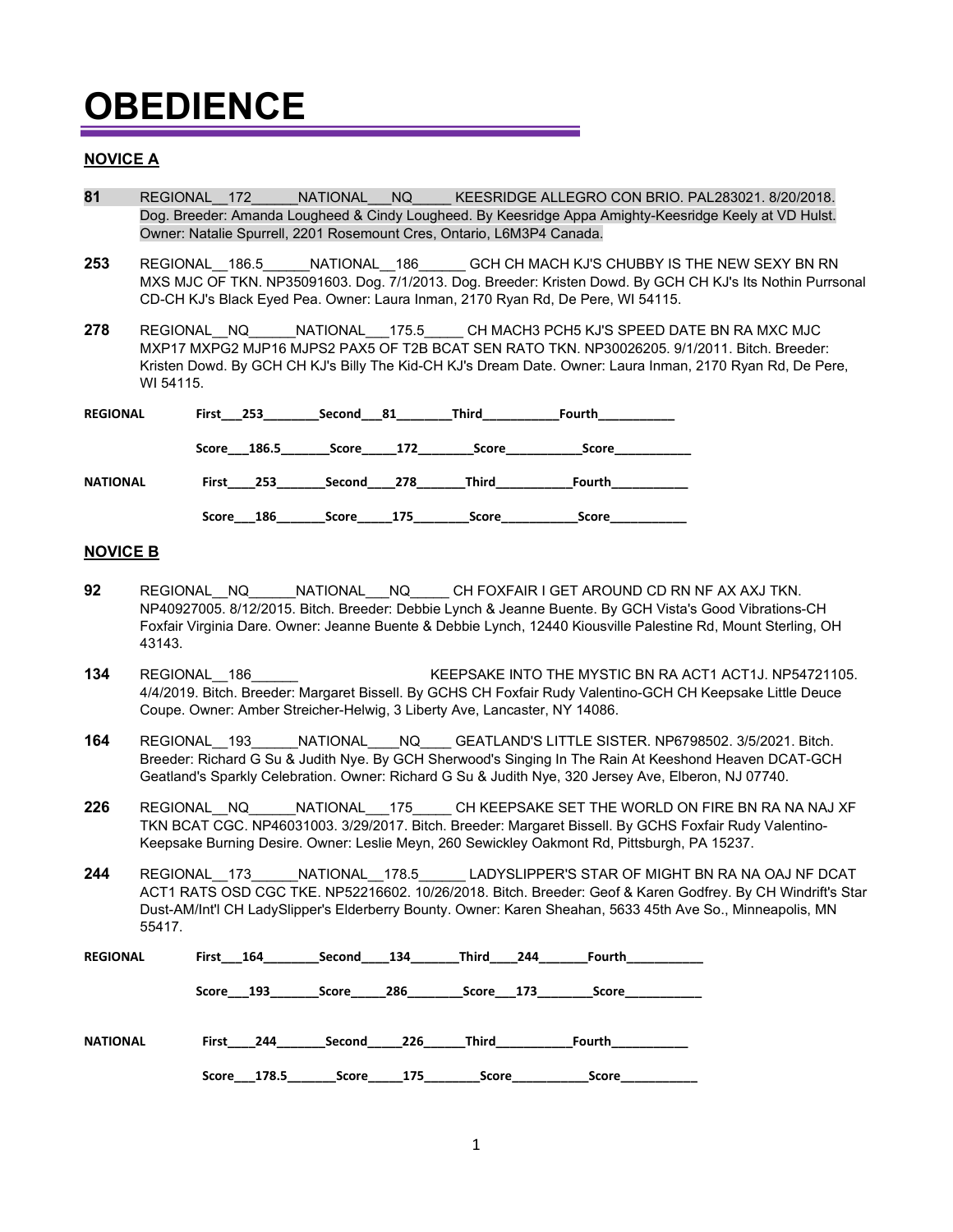# OBEDIENCE

## NOVICE A

**81** REGIONAL__172______NATIONAL___NQ_____ KEESRIDGE ALLEGRO CON BRIO. PAL283021. 8/20/2018. Dog. Breeder: Amanda Lougheed & Cindy Lougheed. By Keesridge Appa Amighty-Keesridge Keely at VD Hulst. Owner: Natalie Spurrell, 2201 Rosemount Cres, Ontario, L6M3P4 Canada.

**253** REGIONAL__186.5______NATIONAL__186______ GCH CH MACH KJ'S CHUBBY IS THE NEW SEXY BN RN MXS MJC OF TKN. NP35091603. Dog. 7/1/2013. Dog. Breeder: Kristen Dowd. By GCH CH KJ's Its Nothin Purrsonal CD-CH KJ's Black Eyed Pea. Owner: Laura Inman, 2170 Ryan Rd, De Pere, WI 54115.

**278** REGIONAL__NQ______NATIONAL___175.5_____ CH MACH3 PCH5 KJ'S SPEED DATE BN RA MXC MJC MXP17 MXPG2 MJP16 MJPS2 PAX5 OF T2B BCAT SEN RATO TKN. NP30026205. 9/1/2011. Bitch. Breeder: Kristen Dowd. By GCH CH KJ's Billy The Kid-CH KJ's Dream Date. Owner: Laura Inman, 2170 Ryan Rd, De Pere, WI 54115.

| | First | Second | Third | Fourth |
|---|---|---|---|---|
| **REGIONAL** | 253 | 81 | | |
| Score | 186.5 | 172 | | |
| **NATIONAL** | 253 | 278 | | |
| Score | 186 | 175 | | |

## NOVICE B

**92** REGIONAL__NQ______NATIONAL___NQ_____ CH FOXFAIR I GET AROUND CD RN NF AX AXJ TKN. NP40927005. 8/12/2015. Bitch. Breeder: Debbie Lynch & Jeanne Buente. By GCH Vista's Good Vibrations-CH Foxfair Virginia Dare. Owner: Jeanne Buente & Debbie Lynch, 12440 Kiousville Palestine Rd, Mount Sterling, OH 43143.

**134** REGIONAL__186______ KEEPSAKE INTO THE MYSTIC BN RA ACT1 ACT1J. NP54721105. 4/4/2019. Bitch. Breeder: Margaret Bissell. By GCHS CH Foxfair Rudy Valentino-GCH CH Keepsake Little Deuce Coupe. Owner: Amber Streicher-Helwig, 3 Liberty Ave, Lancaster, NY 14086.

**164** REGIONAL__193______NATIONAL____NQ____ GEATLAND'S LITTLE SISTER. NP6798502. 3/5/2021. Bitch. Breeder: Richard G Su & Judith Nye. By GCH Sherwood's Singing In The Rain At Keeshond Heaven DCAT-GCH Geatland's Sparkly Celebration. Owner: Richard G Su & Judith Nye, 320 Jersey Ave, Elberon, NJ 07740.

**226** REGIONAL__NQ______NATIONAL___175_____ CH KEEPSAKE SET THE WORLD ON FIRE BN RA NA NAJ XF TKN BCAT CGC. NP46031003. 3/29/2017. Bitch. Breeder: Margaret Bissell. By GCHS Foxfair Rudy Valentino-Keepsake Burning Desire. Owner: Leslie Meyn, 260 Sewickley Oakmont Rd, Pittsburgh, PA 15237.

**244** REGIONAL__173______NATIONAL__178.5______ LADYSLIPPER'S STAR OF MIGHT BN RA NA OAJ NF DCAT ACT1 RATS OSD CGC TKE. NP52216602. 10/26/2018. Bitch. Breeder: Geof & Karen Godfrey. By CH Windrift's Star Dust-AM/Int'l CH LadySlipper's Elderberry Bounty. Owner: Karen Sheahan, 5633 45th Ave So., Minneapolis, MN 55417.

| | First | Second | Third | Fourth |
|---|---|---|---|---|
| **REGIONAL** | 164 | 134 | 244 | |
| Score | 193 | 286 | 173 | |
| **NATIONAL** | 244 | 226 | | |
| Score | 178.5 | 175 | | |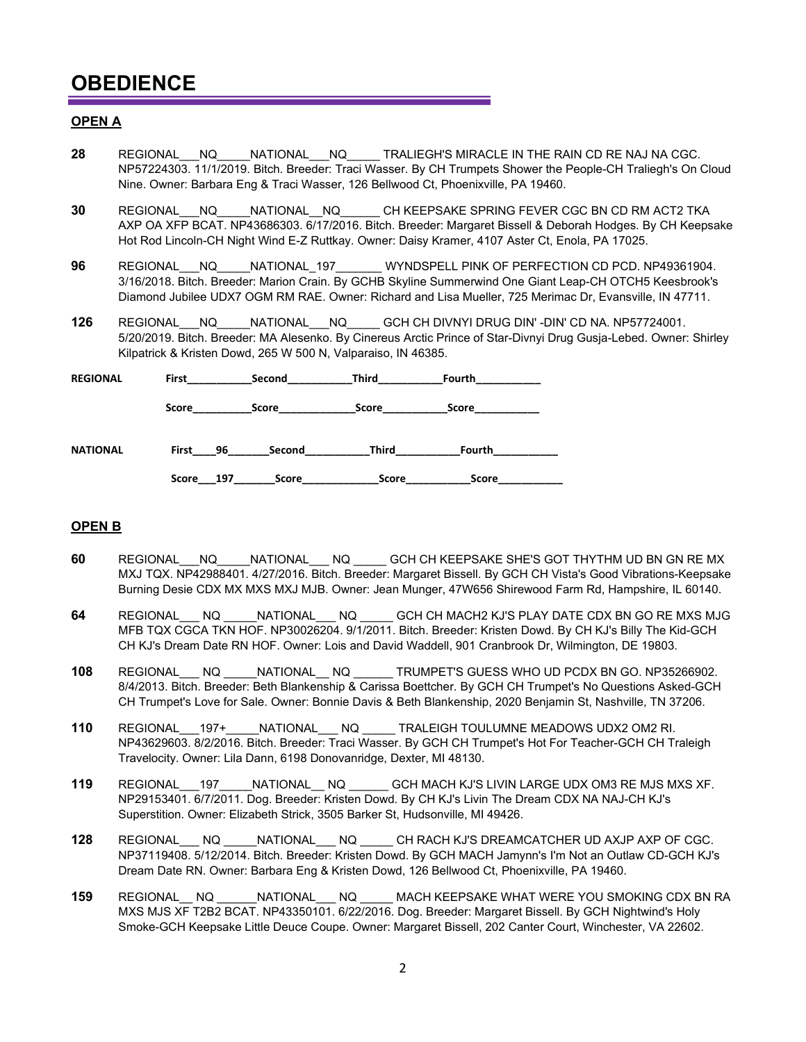# OBEDIENCE

## OPEN A

**28** REGIONAL___NQ_____NATIONAL___NQ_____ TRALIEGH'S MIRACLE IN THE RAIN CD RE NAJ NA CGC. NP57224303. 11/1/2019. Bitch. Breeder: Traci Wasser. By CH Trumpets Shower the People-CH Traliegh's On Cloud Nine. Owner: Barbara Eng & Traci Wasser, 126 Bellwood Ct, Phoenixville, PA 19460.

**30** REGIONAL___NQ_____NATIONAL__NQ______ CH KEEPSAKE SPRING FEVER CGC BN CD RM ACT2 TKA AXP OA XFP BCAT. NP43686303. 6/17/2016. Bitch. Breeder: Margaret Bissell & Deborah Hodges. By CH Keepsake Hot Rod Lincoln-CH Night Wind E-Z Ruttkay. Owner: Daisy Kramer, 4107 Aster Ct, Enola, PA 17025.

**96** REGIONAL___NQ_____NATIONAL_197_______ WYNDSPELL PINK OF PERFECTION CD PCD. NP49361904. 3/16/2018. Bitch. Breeder: Marion Crain. By GCHB Skyline Summerwind One Giant Leap-CH OTCH5 Keesbrook's Diamond Jubilee UDX7 OGM RM RAE. Owner: Richard and Lisa Mueller, 725 Merimac Dr, Evansville, IN 47711.

**126** REGIONAL___NQ_____NATIONAL___NQ_____ GCH CH DIVNYI DRUG DIN' -DIN' CD NA. NP57724001. 5/20/2019. Bitch. Breeder: MA Alesenko. By Cinereus Arctic Prince of Star-Divnyi Drug Gusja-Lebed. Owner: Shirley Kilpatrick & Kristen Dowd, 265 W 500 N, Valparaiso, IN 46385.

**REGIONAL** First___________Second___________Third___________Fourth___________

Score__________Score_____________Score___________Score___________

**NATIONAL** First____96_______Second___________Third___________Fourth___________

Score___197_______Score_____________Score___________Score___________

## OPEN B

**60** REGIONAL___NQ_____NATIONAL___ NQ _____ GCH CH KEEPSAKE SHE'S GOT THYTHM UD BN GN RE MX MXJ TQX. NP42988401. 4/27/2016. Bitch. Breeder: Margaret Bissell. By GCH CH Vista's Good Vibrations-Keepsake Burning Desie CDX MX MXS MXJ MJB. Owner: Jean Munger, 47W656 Shirewood Farm Rd, Hampshire, IL 60140.

**64** REGIONAL___ NQ _____NATIONAL___ NQ _____ GCH CH MACH2 KJ'S PLAY DATE CDX BN GO RE MXS MJG MFB TQX CGCA TKN HOF. NP30026204. 9/1/2011. Bitch. Breeder: Kristen Dowd. By CH KJ's Billy The Kid-GCH CH KJ's Dream Date RN HOF. Owner: Lois and David Waddell, 901 Cranbrook Dr, Wilmington, DE 19803.

**108** REGIONAL___ NQ _____NATIONAL__ NQ ______ TRUMPET'S GUESS WHO UD PCDX BN GO. NP35266902. 8/4/2013. Bitch. Breeder: Beth Blankenship & Carissa Boettcher. By GCH CH Trumpet's No Questions Asked-GCH CH Trumpet's Love for Sale. Owner: Bonnie Davis & Beth Blankenship, 2020 Benjamin St, Nashville, TN 37206.

**110** REGIONAL___197+_____NATIONAL___ NQ _____ TRALEIGH TOULUMNE MEADOWS UDX2 OM2 RI. NP43629603. 8/2/2016. Bitch. Breeder: Traci Wasser. By GCH CH Trumpet's Hot For Teacher-GCH CH Traleigh Travelocity. Owner: Lila Dann, 6198 Donovanridge, Dexter, MI 48130.

**119** REGIONAL___197_____NATIONAL__ NQ ______ GCH MACH KJ'S LIVIN LARGE UDX OM3 RE MJS MXS XF. NP29153401. 6/7/2011. Dog. Breeder: Kristen Dowd. By CH KJ's Livin The Dream CDX NA NAJ-CH KJ's Superstition. Owner: Elizabeth Strick, 3505 Barker St, Hudsonville, MI 49426.

**128** REGIONAL___ NQ _____NATIONAL___ NQ _____ CH RACH KJ'S DREAMCATCHER UD AXJP AXP OF CGC. NP37119408. 5/12/2014. Bitch. Breeder: Kristen Dowd. By GCH MACH Jamynn's I'm Not an Outlaw CD-GCH KJ's Dream Date RN. Owner: Barbara Eng & Kristen Dowd, 126 Bellwood Ct, Phoenixville, PA 19460.

**159** REGIONAL__ NQ ______NATIONAL___ NQ _____ MACH KEEPSAKE WHAT WERE YOU SMOKING CDX BN RA MXS MJS XF T2B2 BCAT. NP43350101. 6/22/2016. Dog. Breeder: Margaret Bissell. By GCH Nightwind's Holy Smoke-GCH Keepsake Little Deuce Coupe. Owner: Margaret Bissell, 202 Canter Court, Winchester, VA 22602.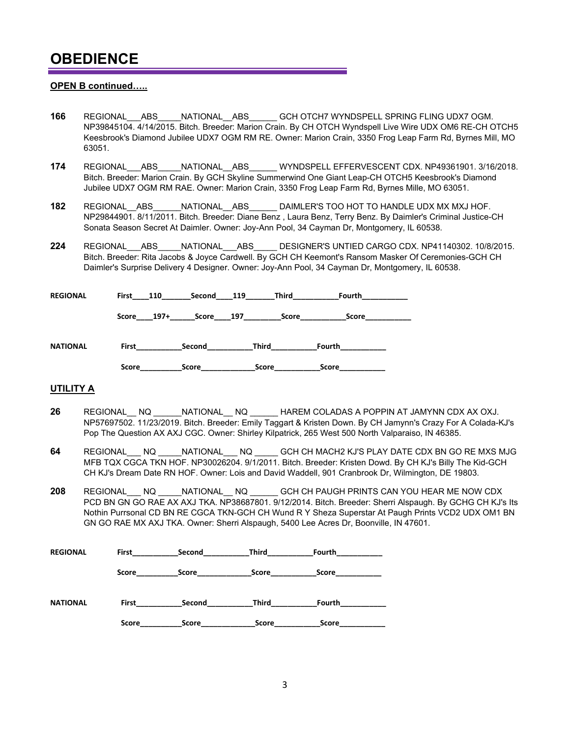# OBEDIENCE

**OPEN B continued…..**

**166** REGIONAL___ABS_____NATIONAL__ABS______ GCH OTCH7 WYNDSPELL SPRING FLING UDX7 OGM. NP39845104. 4/14/2015. Bitch. Breeder: Marion Crain. By CH OTCH Wyndspell Live Wire UDX OM6 RE-CH OTCH5 Keesbrook's Diamond Jubilee UDX7 OGM RM RE. Owner: Marion Crain, 3350 Frog Leap Farm Rd, Byrnes Mill, MO 63051.

**174** REGIONAL___ABS_____NATIONAL__ABS______ WYNDSPELL EFFERVESCENT CDX. NP49361901. 3/16/2018. Bitch. Breeder: Marion Crain. By GCH Skyline Summerwind One Giant Leap-CH OTCH5 Keesbrook's Diamond Jubilee UDX7 OGM RM RAE. Owner: Marion Crain, 3350 Frog Leap Farm Rd, Byrnes Mille, MO 63051.

**182** REGIONAL__ABS______NATIONAL__ABS______ DAIMLER'S TOO HOT TO HANDLE UDX MX MXJ HOF. NP29844901. 8/11/2011. Bitch. Breeder: Diane Benz , Laura Benz, Terry Benz. By Daimler's Criminal Justice-CH Sonata Season Secret At Daimler. Owner: Joy-Ann Pool, 34 Cayman Dr, Montgomery, IL 60538.

**224** REGIONAL___ABS_____NATIONAL___ABS_____ DESIGNER'S UNTIED CARGO CDX. NP41140302. 10/8/2015. Bitch. Breeder: Rita Jacobs & Joyce Cardwell. By GCH CH Keemont's Ransom Masker Of Ceremonies-GCH CH Daimler's Surprise Delivery 4 Designer. Owner: Joy-Ann Pool, 34 Cayman Dr, Montgomery, IL 60538.

**REGIONAL** First____110_______Second____119_______Third___________Fourth___________

Score____197+______Score____197_________Score___________Score___________

**NATIONAL** First___________Second___________Third___________Fourth___________

Score__________Score_____________Score___________Score___________

**UTILITY A**

**26** REGIONAL__ NQ ______NATIONAL__ NQ ______ HAREM COLADAS A POPPIN AT JAMYNN CDX AX OXJ. NP57697502. 11/23/2019. Bitch. Breeder: Emily Taggart & Kristen Down. By CH Jamynn's Crazy For A Colada-KJ's Pop The Question AX AXJ CGC. Owner: Shirley Kilpatrick, 265 West 500 North Valparaiso, IN 46385.

**64** REGIONAL___ NQ _____NATIONAL___ NQ _____ GCH CH MACH2 KJ'S PLAY DATE CDX BN GO RE MXS MJG MFB TQX CGCA TKN HOF. NP30026204. 9/1/2011. Bitch. Breeder: Kristen Dowd. By CH KJ's Billy The Kid-GCH CH KJ's Dream Date RN HOF. Owner: Lois and David Waddell, 901 Cranbrook Dr, Wilmington, DE 19803.

**208** REGIONAL___ NQ _____NATIONAL__ NQ ______ GCH CH PAUGH PRINTS CAN YOU HEAR ME NOW CDX PCD BN GN GO RAE AX AXJ TKA. NP38687801. 9/12/2014. Bitch. Breeder: Sherri Alspaugh. By GCHG CH KJ's Its Nothin Purrsonal CD BN RE CGCA TKN-GCH CH Wund R Y Sheza Superstar At Paugh Prints VCD2 UDX OM1 BN GN GO RAE MX AXJ TKA. Owner: Sherri Alspaugh, 5400 Lee Acres Dr, Boonville, IN 47601.

**REGIONAL** First___________Second___________Third___________Fourth___________

Score__________Score_____________Score___________Score___________

**NATIONAL** First___________Second___________Third___________Fourth___________

Score__________Score_____________Score___________Score___________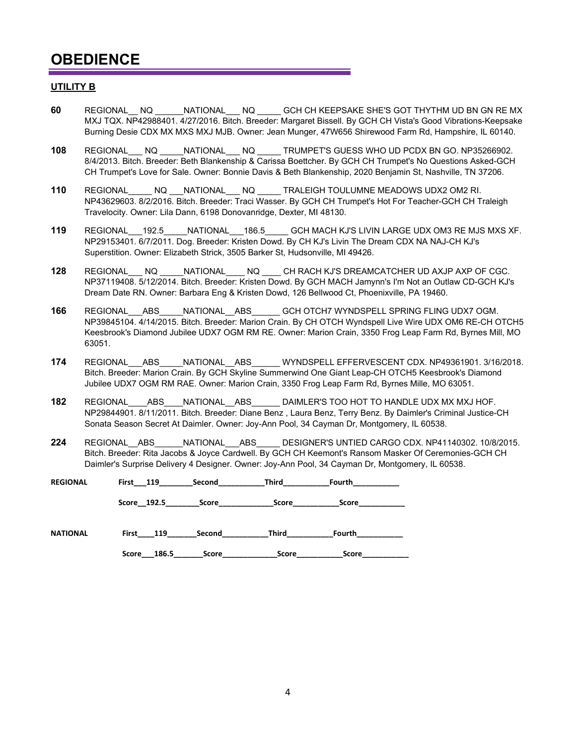# OBEDIENCE

## UTILITY B

**60** REGIONAL__ NQ ______NATIONAL___ NQ _____ GCH CH KEEPSAKE SHE'S GOT THYTHM UD BN GN RE MX MXJ TQX. NP42988401. 4/27/2016. Bitch. Breeder: Margaret Bissell. By GCH CH Vista's Good Vibrations-Keepsake Burning Desie CDX MX MXS MXJ MJB. Owner: Jean Munger, 47W656 Shirewood Farm Rd, Hampshire, IL 60140.

**108** REGIONAL___ NQ _____NATIONAL___ NQ _____ TRUMPET'S GUESS WHO UD PCDX BN GO. NP35266902. 8/4/2013. Bitch. Breeder: Beth Blankenship & Carissa Boettcher. By GCH CH Trumpet's No Questions Asked-GCH CH Trumpet's Love for Sale. Owner: Bonnie Davis & Beth Blankenship, 2020 Benjamin St, Nashville, TN 37206.

**110** REGIONAL_____ NQ ___NATIONAL___ NQ _____ TRALEIGH TOULUMNE MEADOWS UDX2 OM2 RI. NP43629603. 8/2/2016. Bitch. Breeder: Traci Wasser. By GCH CH Trumpet's Hot For Teacher-GCH CH Traleigh Travelocity. Owner: Lila Dann, 6198 Donovanridge, Dexter, MI 48130.

**119** REGIONAL___192.5_____NATIONAL___186.5_____ GCH MACH KJ'S LIVIN LARGE UDX OM3 RE MJS MXS XF. NP29153401. 6/7/2011. Dog. Breeder: Kristen Dowd. By CH KJ's Livin The Dream CDX NA NAJ-CH KJ's Superstition. Owner: Elizabeth Strick, 3505 Barker St, Hudsonville, MI 49426.

**128** REGIONAL___ NQ _____NATIONAL____ NQ ____ CH RACH KJ'S DREAMCATCHER UD AXJP AXP OF CGC. NP37119408. 5/12/2014. Bitch. Breeder: Kristen Dowd. By GCH MACH Jamynn's I'm Not an Outlaw CD-GCH KJ's Dream Date RN. Owner: Barbara Eng & Kristen Dowd, 126 Bellwood Ct, Phoenixville, PA 19460.

**166** REGIONAL___ABS_____NATIONAL__ABS______ GCH OTCH7 WYNDSPELL SPRING FLING UDX7 OGM. NP39845104. 4/14/2015. Bitch. Breeder: Marion Crain. By CH OTCH Wyndspell Live Wire UDX OM6 RE-CH OTCH5 Keesbrook's Diamond Jubilee UDX7 OGM RM RE. Owner: Marion Crain, 3350 Frog Leap Farm Rd, Byrnes Mill, MO 63051.

**174** REGIONAL___ABS_____NATIONAL__ABS______ WYNDSPELL EFFERVESCENT CDX. NP49361901. 3/16/2018. Bitch. Breeder: Marion Crain. By GCH Skyline Summerwind One Giant Leap-CH OTCH5 Keesbrook's Diamond Jubilee UDX7 OGM RM RAE. Owner: Marion Crain, 3350 Frog Leap Farm Rd, Byrnes Mille, MO 63051.

**182** REGIONAL____ABS____NATIONAL__ABS______ DAIMLER'S TOO HOT TO HANDLE UDX MX MXJ HOF. NP29844901. 8/11/2011. Bitch. Breeder: Diane Benz , Laura Benz, Terry Benz. By Daimler's Criminal Justice-CH Sonata Season Secret At Daimler. Owner: Joy-Ann Pool, 34 Cayman Dr, Montgomery, IL 60538.

**224** REGIONAL__ABS______NATIONAL___ABS_____ DESIGNER'S UNTIED CARGO CDX. NP41140302. 10/8/2015. Bitch. Breeder: Rita Jacobs & Joyce Cardwell. By GCH CH Keemont's Ransom Masker Of Ceremonies-GCH CH Daimler's Surprise Delivery 4 Designer. Owner: Joy-Ann Pool, 34 Cayman Dr, Montgomery, IL 60538.

**REGIONAL** First___119________Second___________Third___________Fourth___________

Score__192.5________Score_____________Score___________Score___________

**NATIONAL** First____119_______Second___________Third___________Fourth___________

Score___186.5_______Score_____________Score___________Score___________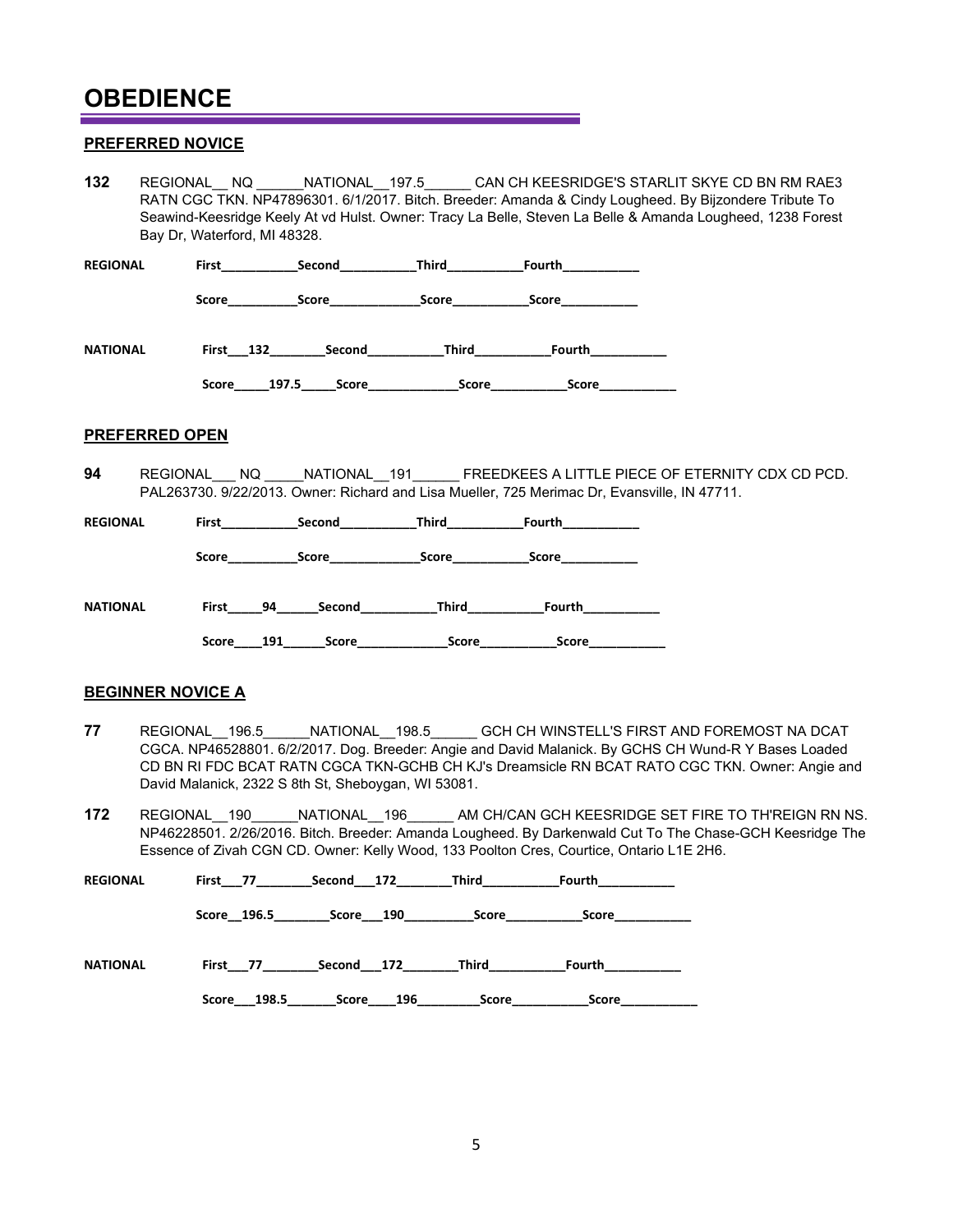# OBEDIENCE

## PREFERRED NOVICE

**132** REGIONAL__ NQ ______NATIONAL__197.5______ CAN CH KEESRIDGE'S STARLIT SKYE CD BN RM RAE3 RATN CGC TKN. NP47896301. 6/1/2017. Bitch. Breeder: Amanda & Cindy Lougheed. By Bijzondere Tribute To Seawind-Keesridge Keely At vd Hulst. Owner: Tracy La Belle, Steven La Belle & Amanda Lougheed, 1238 Forest Bay Dr, Waterford, MI 48328.

**REGIONAL** First___________Second___________Third___________Fourth___________

Score__________Score_____________Score___________Score___________

**NATIONAL** First___132________Second___________Third___________Fourth___________

Score_____197.5_____Score_____________Score___________Score___________

## PREFERRED OPEN

**94** REGIONAL___ NQ _____NATIONAL__191______ FREEDKEES A LITTLE PIECE OF ETERNITY CDX CD PCD. PAL263730. 9/22/2013. Owner: Richard and Lisa Mueller, 725 Merimac Dr, Evansville, IN 47711.

**REGIONAL** First___________Second___________Third___________Fourth___________

Score__________Score_____________Score___________Score___________

**NATIONAL** First_____94______Second___________Third___________Fourth___________

Score____191______Score_____________Score___________Score___________

## BEGINNER NOVICE A

**77** REGIONAL__196.5______NATIONAL__198.5______ GCH CH WINSTELL'S FIRST AND FOREMOST NA DCAT CGCA. NP46528801. 6/2/2017. Dog. Breeder: Angie and David Malanick. By GCHS CH Wund-R Y Bases Loaded CD BN RI FDC BCAT RATN CGCA TKN-GCHB CH KJ's Dreamsicle RN BCAT RATO CGC TKN. Owner: Angie and David Malanick, 2322 S 8th St, Sheboygan, WI 53081.

**172** REGIONAL__190______NATIONAL__196______ AM CH/CAN GCH KEESRIDGE SET FIRE TO TH'REIGN RN NS. NP46228501. 2/26/2016. Bitch. Breeder: Amanda Lougheed. By Darkenwald Cut To The Chase-GCH Keesridge The Essence of Zivah CGN CD. Owner: Kelly Wood, 133 Poolton Cres, Courtice, Ontario L1E 2H6.

**REGIONAL** First___77________Second___172________Third___________Fourth___________

Score__196.5________Score___190__________Score___________Score___________

**NATIONAL** First___77________Second___172________Third___________Fourth___________

Score___198.5_______Score____196_________Score___________Score___________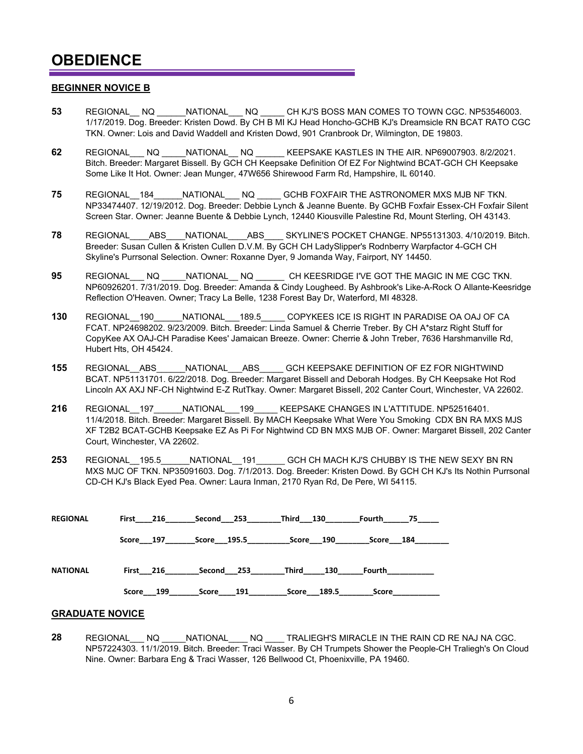# OBEDIENCE

## BEGINNER NOVICE B

**53** REGIONAL__ NQ ______NATIONAL___ NQ _____ CH KJ'S BOSS MAN COMES TO TOWN CGC. NP53546003. 1/17/2019. Dog. Breeder: Kristen Dowd. By CH B MI KJ Head Honcho-GCHB KJ's Dreamsicle RN BCAT RATO CGC TKN. Owner: Lois and David Waddell and Kristen Dowd, 901 Cranbrook Dr, Wilmington, DE 19803.

**62** REGIONAL___ NQ _____NATIONAL__ NQ ______ KEEPSAKE KASTLES IN THE AIR. NP69007903. 8/2/2021. Bitch. Breeder: Margaret Bissell. By GCH CH Keepsake Definition Of EZ For Nightwind BCAT-GCH CH Keepsake Some Like It Hot. Owner: Jean Munger, 47W656 Shirewood Farm Rd, Hampshire, IL 60140.

**75** REGIONAL__184______NATIONAL___ NQ _____ GCHB FOXFAIR THE ASTRONOMER MXS MJB NF TKN. NP33474407. 12/19/2012. Dog. Breeder: Debbie Lynch & Jeanne Buente. By GCHB Foxfair Essex-CH Foxfair Silent Screen Star. Owner: Jeanne Buente & Debbie Lynch, 12440 Kiousville Palestine Rd, Mount Sterling, OH 43143.

**78** REGIONAL____ABS____NATIONAL____ABS____ SKYLINE'S POCKET CHANGE. NP55131303. 4/10/2019. Bitch. Breeder: Susan Cullen & Kristen Cullen D.V.M. By GCH CH LadySlipper's Rodnberry Warpfactor 4-GCH CH Skyline's Purrsonal Selection. Owner: Roxanne Dyer, 9 Jomanda Way, Fairport, NY 14450.

**95** REGIONAL___ NQ _____NATIONAL__ NQ ______ CH KEESRIDGE I'VE GOT THE MAGIC IN ME CGC TKN. NP60926201. 7/31/2019. Dog. Breeder: Amanda & Cindy Lougheed. By Ashbrook's Like-A-Rock O Allante-Keesridge Reflection O'Heaven. Owner; Tracy La Belle, 1238 Forest Bay Dr, Waterford, MI 48328.

**130** REGIONAL__190______NATIONAL___189.5_____ COPYKEES ICE IS RIGHT IN PARADISE OA OAJ OF CA FCAT. NP24698202. 9/23/2009. Bitch. Breeder: Linda Samuel & Cherrie Treber. By CH A*starz Right Stuff for CopyKee AX OAJ-CH Paradise Kees' Jamaican Breeze. Owner: Cherrie & John Treber, 7636 Harshmanville Rd, Hubert Hts, OH 45424.

**155** REGIONAL__ABS______NATIONAL___ABS_____ GCH KEEPSAKE DEFINITION OF EZ FOR NIGHTWIND BCAT. NP51131701. 6/22/2018. Dog. Breeder: Margaret Bissell and Deborah Hodges. By CH Keepsake Hot Rod Lincoln AX AXJ NF-CH Nightwind E-Z RutTkay. Owner: Margaret Bissell, 202 Canter Court, Winchester, VA 22602.

**216** REGIONAL__197______NATIONAL___199_____ KEEPSAKE CHANGES IN L'ATTITUDE. NP52516401. 11/4/2018. Bitch. Breeder: Margaret Bissell. By MACH Keepsake What Were You Smoking CDX BN RA MXS MJS XF T2B2 BCAT-GCHB Keepsake EZ As Pi For Nightwind CD BN MXS MJB OF. Owner: Margaret Bissell, 202 Canter Court, Winchester, VA 22602.

**253** REGIONAL__195.5______NATIONAL__191______ GCH CH MACH KJ'S CHUBBY IS THE NEW SEXY BN RN MXS MJC OF TKN. NP35091603. Dog. 7/1/2013. Dog. Breeder: Kristen Dowd. By GCH CH KJ's Its Nothin Purrsonal CD-CH KJ's Black Eyed Pea. Owner: Laura Inman, 2170 Ryan Rd, De Pere, WI 54115.

| | First | Second | Third | Fourth |
|---|---|---|---|---|
| **REGIONAL** | 216 | 253 | 130 | 75 |
| Score | 197 | 195.5 | 190 | 184 |
| **NATIONAL** | 216 | 253 | 130 | |
| Score | 199 | 191 | 189.5 | |

## GRADUATE NOVICE

**28** REGIONAL___ NQ _____NATIONAL____ NQ ____ TRALIEGH'S MIRACLE IN THE RAIN CD RE NAJ NA CGC. NP57224303. 11/1/2019. Bitch. Breeder: Traci Wasser. By CH Trumpets Shower the People-CH Traliegh's On Cloud Nine. Owner: Barbara Eng & Traci Wasser, 126 Bellwood Ct, Phoenixville, PA 19460.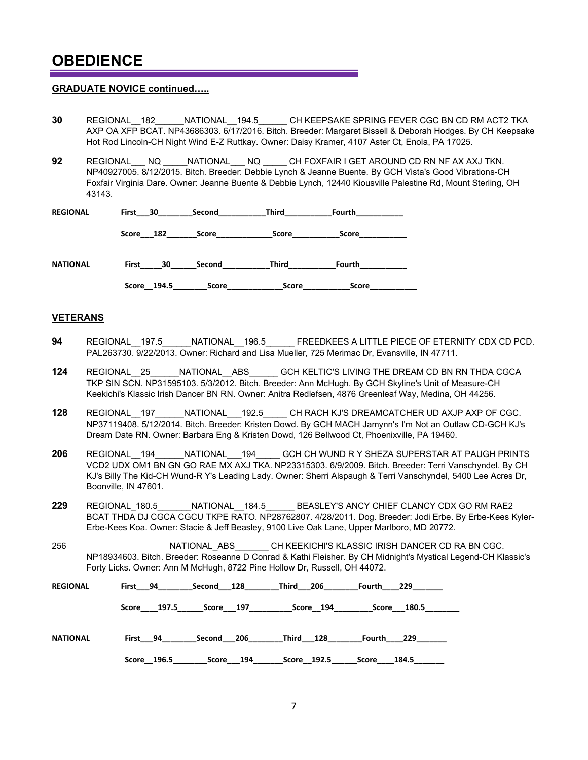# OBEDIENCE

**GRADUATE NOVICE continued…..**

**30** REGIONAL__182______NATIONAL__194.5______ CH KEEPSAKE SPRING FEVER CGC BN CD RM ACT2 TKA AXP OA XFP BCAT. NP43686303. 6/17/2016. Bitch. Breeder: Margaret Bissell & Deborah Hodges. By CH Keepsake Hot Rod Lincoln-CH Night Wind E-Z Ruttkay. Owner: Daisy Kramer, 4107 Aster Ct, Enola, PA 17025.

**92** REGIONAL___ NQ _____NATIONAL___ NQ _____ CH FOXFAIR I GET AROUND CD RN NF AX AXJ TKN. NP40927005. 8/12/2015. Bitch. Breeder: Debbie Lynch & Jeanne Buente. By GCH Vista's Good Vibrations-CH Foxfair Virginia Dare. Owner: Jeanne Buente & Debbie Lynch, 12440 Kiousville Palestine Rd, Mount Sterling, OH 43143.

**REGIONAL** First___30________Second___________Third___________Fourth___________

Score___182_______Score_____________Score___________Score___________

**NATIONAL** First_____30______Second___________Third___________Fourth___________

Score__194.5________Score_____________Score___________Score___________

## VETERANS

**94** REGIONAL__197.5______NATIONAL__196.5______ FREEDKEES A LITTLE PIECE OF ETERNITY CDX CD PCD. PAL263730. 9/22/2013. Owner: Richard and Lisa Mueller, 725 Merimac Dr, Evansville, IN 47711.

**124** REGIONAL__25______NATIONAL__ABS______ GCH KELTIC'S LIVING THE DREAM CD BN RN THDA CGCA TKP SIN SCN. NP31595103. 5/3/2012. Bitch. Breeder: Ann McHugh. By GCH Skyline's Unit of Measure-CH Keekichi's Klassic Irish Dancer BN RN. Owner: Anitra Redlefsen, 4876 Greenleaf Way, Medina, OH 44256.

**128** REGIONAL__197______NATIONAL___192.5_____ CH RACH KJ'S DREAMCATCHER UD AXJP AXP OF CGC. NP37119408. 5/12/2014. Bitch. Breeder: Kristen Dowd. By GCH MACH Jamynn's I'm Not an Outlaw CD-GCH KJ's Dream Date RN. Owner: Barbara Eng & Kristen Dowd, 126 Bellwood Ct, Phoenixville, PA 19460.

**206** REGIONAL__194______NATIONAL___194_____ GCH CH WUND R Y SHEZA SUPERSTAR AT PAUGH PRINTS VCD2 UDX OM1 BN GN GO RAE MX AXJ TKA. NP23315303. 6/9/2009. Bitch. Breeder: Terri Vanschyndel. By CH KJ's Billy The Kid-CH Wund-R Y's Leading Lady. Owner: Sherri Alspaugh & Terri Vanschyndel, 5400 Lee Acres Dr, Boonville, IN 47601.

**229** REGIONAL_180.5_______NATIONAL__184.5______ BEASLEY'S ANCY CHIEF CLANCY CDX GO RM RAE2 BCAT THDA DJ CGCA CGCU TKPE RATO. NP28762807. 4/28/2011. Dog. Breeder: Jodi Erbe. By Erbe-Kees Kyler-Erbe-Kees Koa. Owner: Stacie & Jeff Beasley, 9100 Live Oak Lane, Upper Marlboro, MD 20772.

256 NATIONAL_ABS_______ CH KEEKICHI'S KLASSIC IRISH DANCER CD RA BN CGC. NP18934603. Bitch. Breeder: Roseanne D Conrad & Kathi Fleisher. By CH Midnight's Mystical Legend-CH Klassic's Forty Licks. Owner: Ann M McHugh, 8722 Pine Hollow Dr, Russell, OH 44072.

**REGIONAL** First___94________Second___128________Third___206________Fourth____229_______

Score____197.5______Score___197__________Score__194_________Score___180.5________

**NATIONAL** First___94________Second___206________Third___128________Fourth____229_______

Score__196.5________Score___194________Score__192.5______Score____184.5_______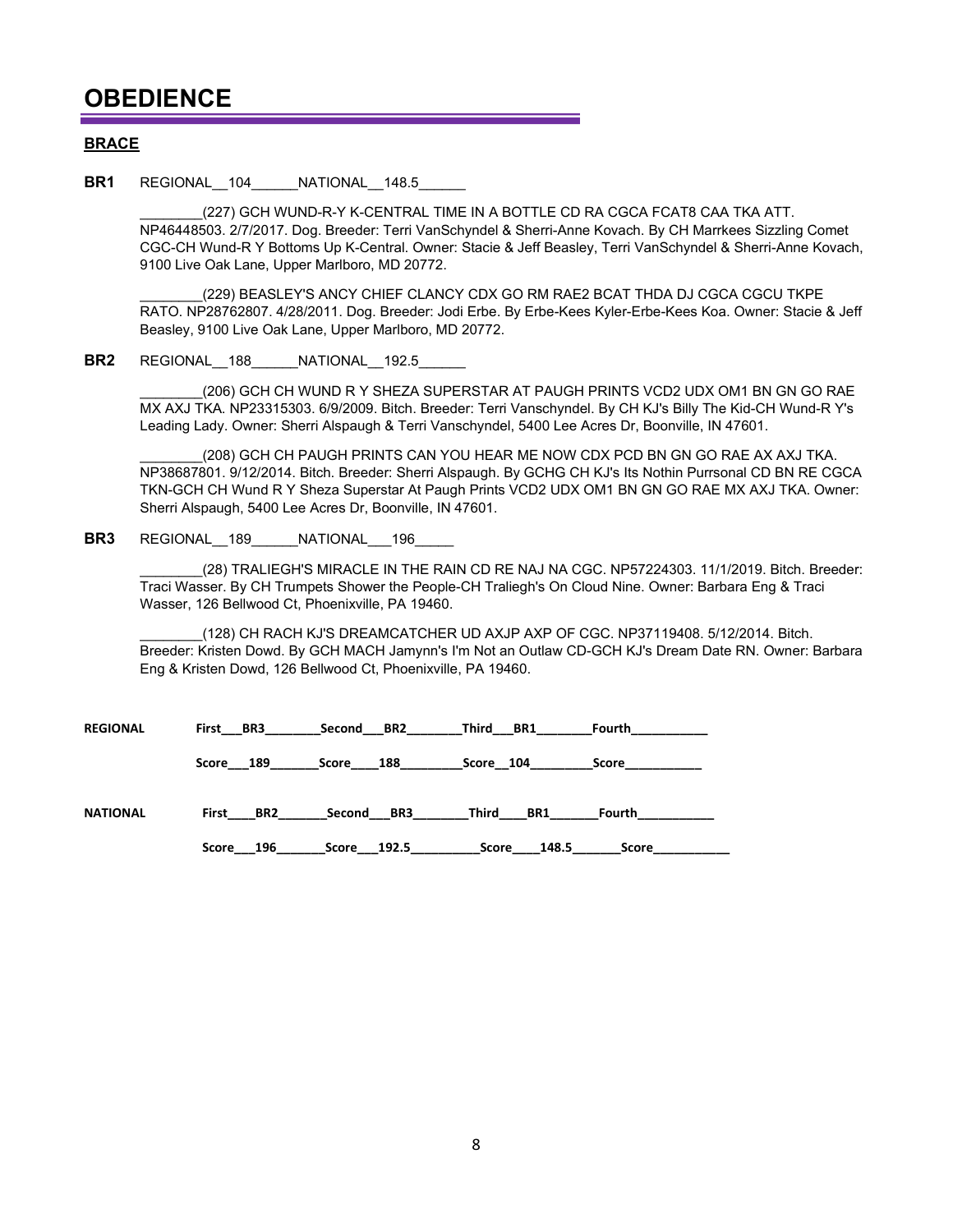# OBEDIENCE

## BRACE

**BR1** REGIONAL__104______NATIONAL__148.5______

________(227) GCH WUND-R-Y K-CENTRAL TIME IN A BOTTLE CD RA CGCA FCAT8 CAA TKA ATT. NP46448503. 2/7/2017. Dog. Breeder: Terri VanSchyndel & Sherri-Anne Kovach. By CH Marrkees Sizzling Comet CGC-CH Wund-R Y Bottoms Up K-Central. Owner: Stacie & Jeff Beasley, Terri VanSchyndel & Sherri-Anne Kovach, 9100 Live Oak Lane, Upper Marlboro, MD 20772.

________(229) BEASLEY'S ANCY CHIEF CLANCY CDX GO RM RAE2 BCAT THDA DJ CGCA CGCU TKPE RATO. NP28762807. 4/28/2011. Dog. Breeder: Jodi Erbe. By Erbe-Kees Kyler-Erbe-Kees Koa. Owner: Stacie & Jeff Beasley, 9100 Live Oak Lane, Upper Marlboro, MD 20772.

**BR2** REGIONAL__188______NATIONAL__192.5______

________(206) GCH CH WUND R Y SHEZA SUPERSTAR AT PAUGH PRINTS VCD2 UDX OM1 BN GN GO RAE MX AXJ TKA. NP23315303. 6/9/2009. Bitch. Breeder: Terri Vanschyndel. By CH KJ's Billy The Kid-CH Wund-R Y's Leading Lady. Owner: Sherri Alspaugh & Terri Vanschyndel, 5400 Lee Acres Dr, Boonville, IN 47601.

________(208) GCH CH PAUGH PRINTS CAN YOU HEAR ME NOW CDX PCD BN GN GO RAE AX AXJ TKA. NP38687801. 9/12/2014. Bitch. Breeder: Sherri Alspaugh. By GCHG CH KJ's Its Nothin Purrsonal CD BN RE CGCA TKN-GCH CH Wund R Y Sheza Superstar At Paugh Prints VCD2 UDX OM1 BN GN GO RAE MX AXJ TKA. Owner: Sherri Alspaugh, 5400 Lee Acres Dr, Boonville, IN 47601.

**BR3** REGIONAL__189______NATIONAL___196_____

________(28) TRALIEGH'S MIRACLE IN THE RAIN CD RE NAJ NA CGC. NP57224303. 11/1/2019. Bitch. Breeder: Traci Wasser. By CH Trumpets Shower the People-CH Traliegh's On Cloud Nine. Owner: Barbara Eng & Traci Wasser, 126 Bellwood Ct, Phoenixville, PA 19460.

________(128) CH RACH KJ'S DREAMCATCHER UD AXJP AXP OF CGC. NP37119408. 5/12/2014. Bitch. Breeder: Kristen Dowd. By GCH MACH Jamynn's I'm Not an Outlaw CD-GCH KJ's Dream Date RN. Owner: Barbara Eng & Kristen Dowd, 126 Bellwood Ct, Phoenixville, PA 19460.

| | First | Second | Third | Fourth |
|---|---|---|---|---|
| **REGIONAL** | BR3 | BR2 | BR1 | |
| Score | 189 | 188 | 104 | |
| **NATIONAL** | BR2 | BR3 | BR1 | |
| Score | 196 | 192.5 | 148.5 | |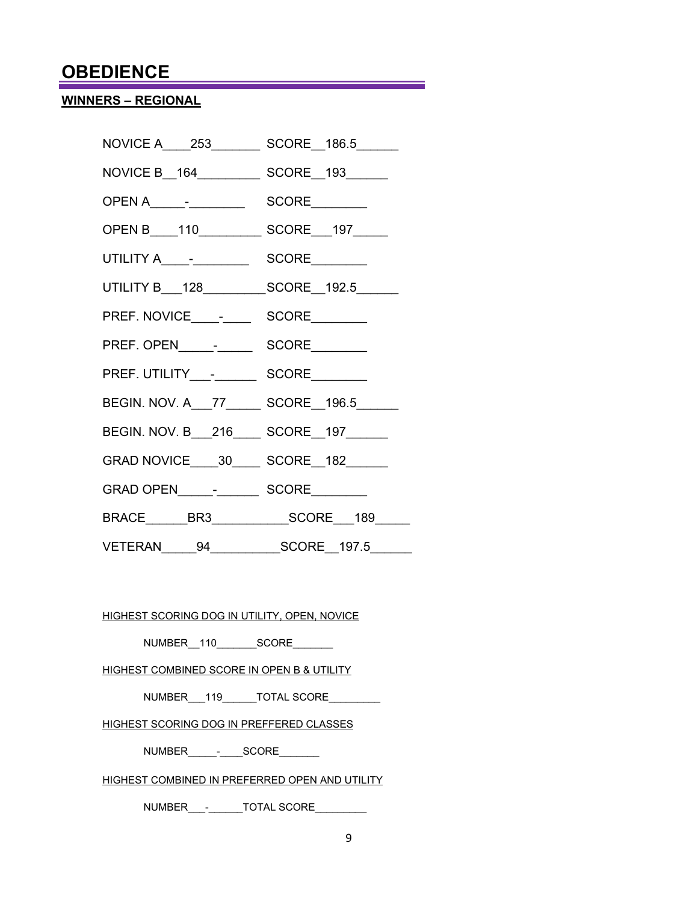# OBEDIENCE

**WINNERS – REGIONAL**

NOVICE A____253_______ SCORE__186.5______

NOVICE B__164_________ SCORE__193______

OPEN A_____-________ SCORE________

OPEN B____110_________ SCORE___197_____

UTILITY A____-________ SCORE________

UTILITY B___128_________SCORE__192.5______

PREF. NOVICE____-____ SCORE________

PREF. OPEN_____-_____ SCORE________

PREF. UTILITY___-______ SCORE________

BEGIN. NOV. A___77_____ SCORE__196.5______

BEGIN. NOV. B___216____ SCORE__197______

GRAD NOVICE____30____ SCORE__182______

GRAD OPEN_____-______ SCORE________

BRACE______BR3___________SCORE___189_____

VETERAN_____94__________SCORE__197.5______

HIGHEST SCORING DOG IN UTILITY, OPEN, NOVICE

NUMBER__110_______SCORE_______

HIGHEST COMBINED SCORE IN OPEN B & UTILITY

NUMBER___119______TOTAL SCORE_________

HIGHEST SCORING DOG IN PREFFERED CLASSES

NUMBER_____-____SCORE_______

HIGHEST COMBINED IN PREFERRED OPEN AND UTILITY

NUMBER___-______TOTAL SCORE_________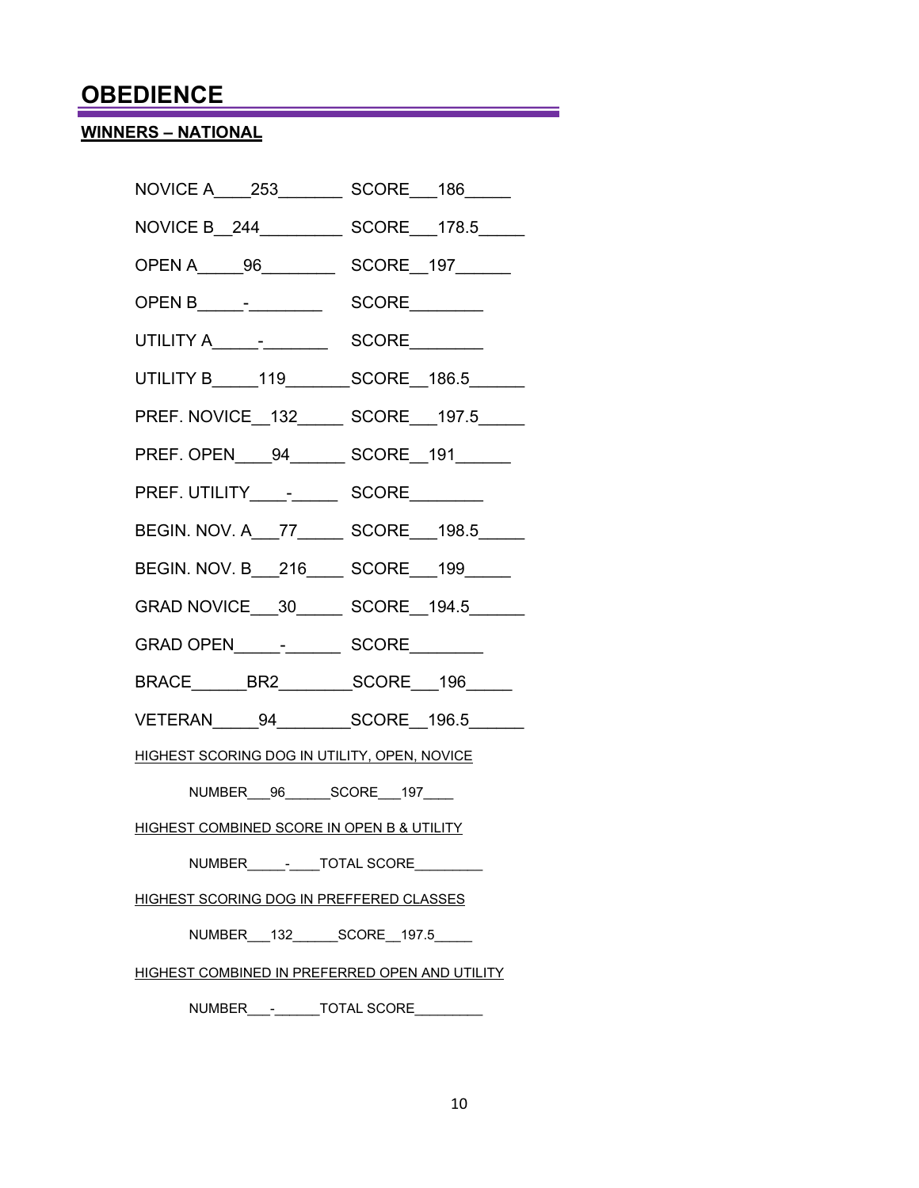# OBEDIENCE

**WINNERS – NATIONAL**

NOVICE A____253_______ SCORE___186_____

NOVICE B__244_________ SCORE___178.5_____

OPEN A_____96________ SCORE__197______

OPEN B_____-________ SCORE________

UTILITY A_____-_______ SCORE________

UTILITY B_____119_______SCORE__186.5______

PREF. NOVICE__132_____ SCORE___197.5_____

PREF. OPEN____94______ SCORE__191______

PREF. UTILITY____-_____ SCORE________

BEGIN. NOV. A___77_____ SCORE___198.5_____

BEGIN. NOV. B___216____ SCORE___199_____

GRAD NOVICE___30_____ SCORE__194.5______

GRAD OPEN_____-______ SCORE________

BRACE______BR2________SCORE___196_____

VETERAN_____94________SCORE__196.5______

HIGHEST SCORING DOG IN UTILITY, OPEN, NOVICE

NUMBER___96______SCORE___197____

HIGHEST COMBINED SCORE IN OPEN B & UTILITY

NUMBER_____-____TOTAL SCORE_________

HIGHEST SCORING DOG IN PREFFERED CLASSES

NUMBER___132______SCORE__197.5_____

HIGHEST COMBINED IN PREFERRED OPEN AND UTILITY

NUMBER___-______TOTAL SCORE_________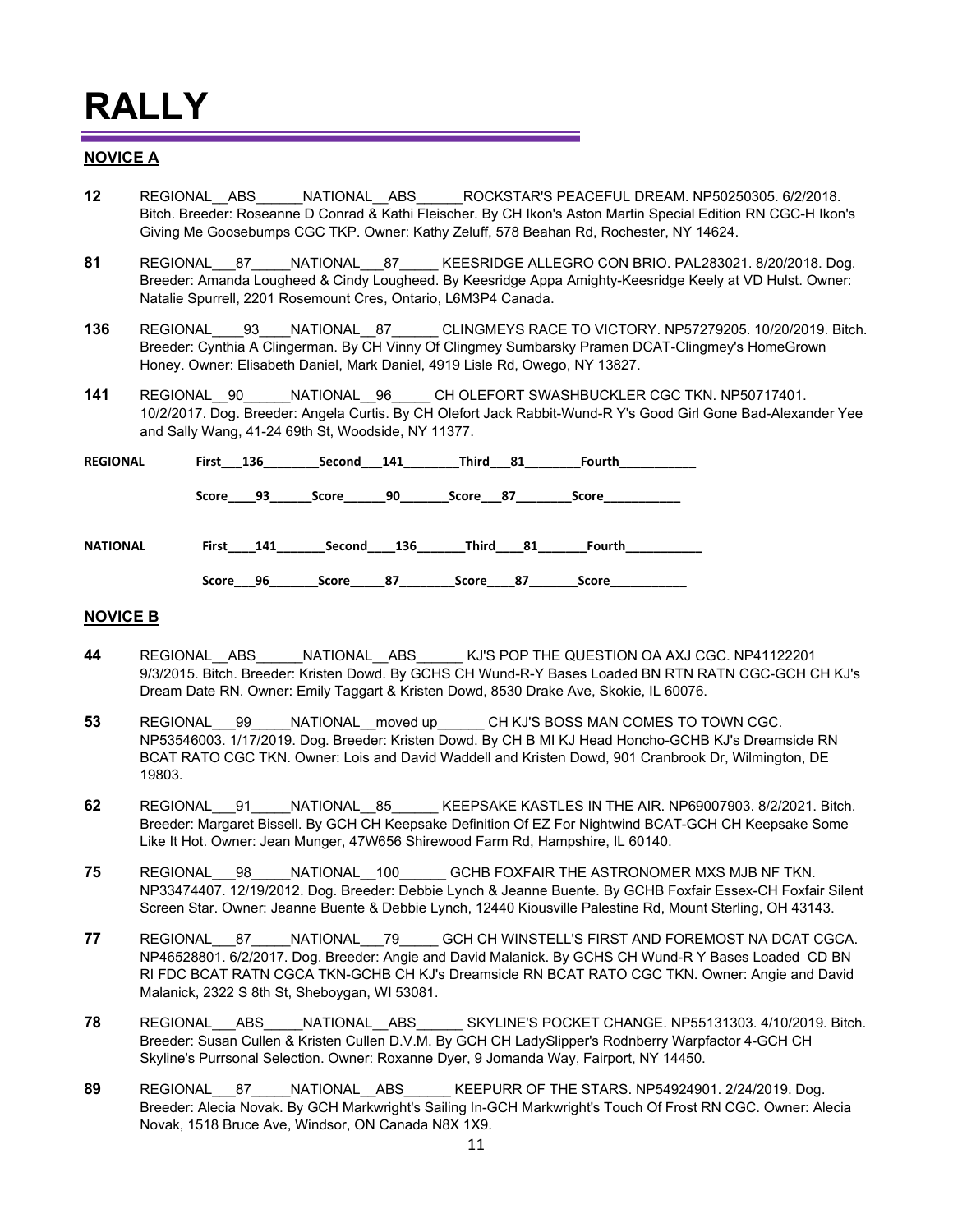# RALLY

## NOVICE A

**12** REGIONAL__ABS______NATIONAL__ABS______ROCKSTAR'S PEACEFUL DREAM. NP50250305. 6/2/2018. Bitch. Breeder: Roseanne D Conrad & Kathi Fleischer. By CH Ikon's Aston Martin Special Edition RN CGC-H Ikon's Giving Me Goosebumps CGC TKP. Owner: Kathy Zeluff, 578 Beahan Rd, Rochester, NY 14624.

**81** REGIONAL___87_____NATIONAL___87_____ KEESRIDGE ALLEGRO CON BRIO. PAL283021. 8/20/2018. Dog. Breeder: Amanda Lougheed & Cindy Lougheed. By Keesridge Appa Amighty-Keesridge Keely at VD Hulst. Owner: Natalie Spurrell, 2201 Rosemount Cres, Ontario, L6M3P4 Canada.

**136** REGIONAL____93____NATIONAL__87______ CLINGMEYS RACE TO VICTORY. NP57279205. 10/20/2019. Bitch. Breeder: Cynthia A Clingerman. By CH Vinny Of Clingmey Sumbarsky Pramen DCAT-Clingmey's HomeGrown Honey. Owner: Elisabeth Daniel, Mark Daniel, 4919 Lisle Rd, Owego, NY 13827.

**141** REGIONAL__90______NATIONAL__96_____ CH OLEFORT SWASHBUCKLER CGC TKN. NP50717401. 10/2/2017. Dog. Breeder: Angela Curtis. By CH Olefort Jack Rabbit-Wund-R Y's Good Girl Gone Bad-Alexander Yee and Sally Wang, 41-24 69th St, Woodside, NY 11377.

**REGIONAL** First___136________Second___141________Third___81________Fourth___________

Score____93______Score______90_______Score___87________Score___________

**NATIONAL** First____141_______Second____136_______Third____81_______Fourth___________

Score___96_______Score_____87________Score____87_______Score___________

## NOVICE B

**44** REGIONAL__ABS______NATIONAL__ABS______ KJ'S POP THE QUESTION OA AXJ CGC. NP41122201 9/3/2015. Bitch. Breeder: Kristen Dowd. By GCHS CH Wund-R-Y Bases Loaded BN RTN RATN CGC-GCH CH KJ's Dream Date RN. Owner: Emily Taggart & Kristen Dowd, 8530 Drake Ave, Skokie, IL 60076.

**53** REGIONAL___99_____NATIONAL__moved up______ CH KJ'S BOSS MAN COMES TO TOWN CGC. NP53546003. 1/17/2019. Dog. Breeder: Kristen Dowd. By CH B MI KJ Head Honcho-GCHB KJ's Dreamsicle RN BCAT RATO CGC TKN. Owner: Lois and David Waddell and Kristen Dowd, 901 Cranbrook Dr, Wilmington, DE 19803.

**62** REGIONAL___91_____NATIONAL__85______ KEEPSAKE KASTLES IN THE AIR. NP69007903. 8/2/2021. Bitch. Breeder: Margaret Bissell. By GCH CH Keepsake Definition Of EZ For Nightwind BCAT-GCH CH Keepsake Some Like It Hot. Owner: Jean Munger, 47W656 Shirewood Farm Rd, Hampshire, IL 60140.

**75** REGIONAL___98_____NATIONAL__100______ GCHB FOXFAIR THE ASTRONOMER MXS MJB NF TKN. NP33474407. 12/19/2012. Dog. Breeder: Debbie Lynch & Jeanne Buente. By GCHB Foxfair Essex-CH Foxfair Silent Screen Star. Owner: Jeanne Buente & Debbie Lynch, 12440 Kiousville Palestine Rd, Mount Sterling, OH 43143.

**77** REGIONAL___87_____NATIONAL___79_____ GCH CH WINSTELL'S FIRST AND FOREMOST NA DCAT CGCA. NP46528801. 6/2/2017. Dog. Breeder: Angie and David Malanick. By GCHS CH Wund-R Y Bases Loaded CD BN RI FDC BCAT RATN CGCA TKN-GCHB CH KJ's Dreamsicle RN BCAT RATO CGC TKN. Owner: Angie and David Malanick, 2322 S 8th St, Sheboygan, WI 53081.

**78** REGIONAL___ABS_____NATIONAL__ABS______ SKYLINE'S POCKET CHANGE. NP55131303. 4/10/2019. Bitch. Breeder: Susan Cullen & Kristen Cullen D.V.M. By GCH CH LadySlipper's Rodnberry Warpfactor 4-GCH CH Skyline's Purrsonal Selection. Owner: Roxanne Dyer, 9 Jomanda Way, Fairport, NY 14450.

**89** REGIONAL___87_____NATIONAL__ABS______ KEEPURR OF THE STARS. NP54924901. 2/24/2019. Dog. Breeder: Alecia Novak. By GCH Markwright's Sailing In-GCH Markwright's Touch Of Frost RN CGC. Owner: Alecia Novak, 1518 Bruce Ave, Windsor, ON Canada N8X 1X9.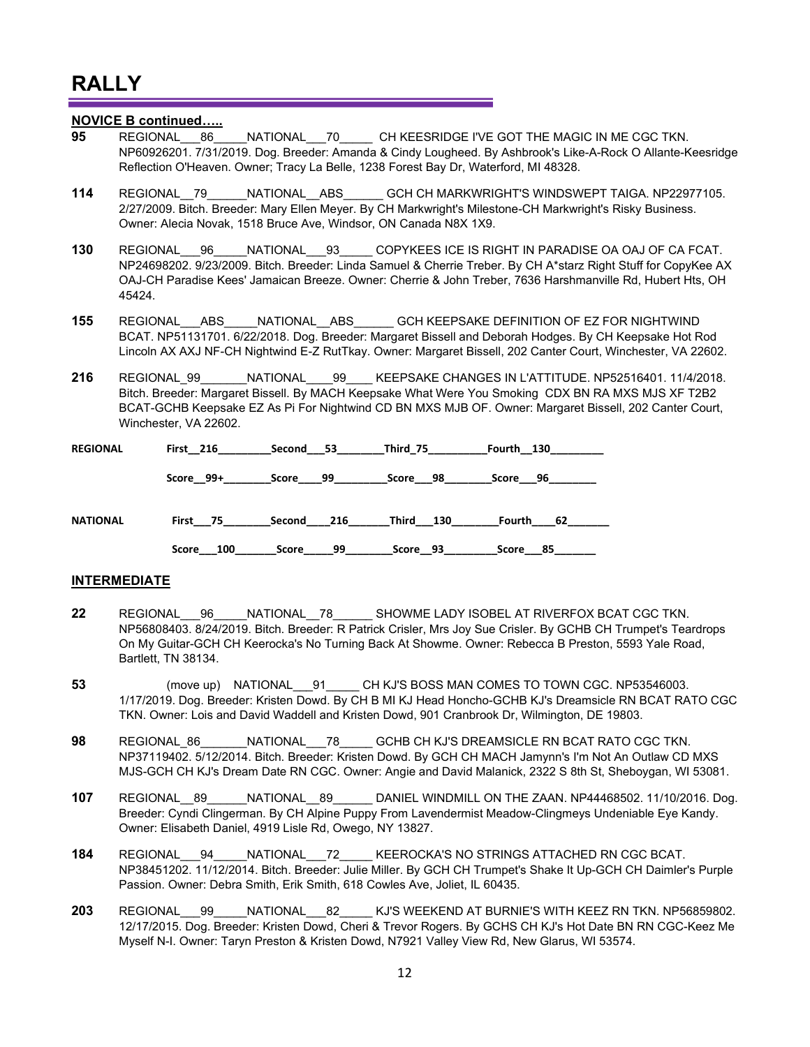# RALLY

**NOVICE B continued…..**

**95** REGIONAL___86_____NATIONAL___70_____ CH KEESRIDGE I'VE GOT THE MAGIC IN ME CGC TKN. NP60926201. 7/31/2019. Dog. Breeder: Amanda & Cindy Lougheed. By Ashbrook's Like-A-Rock O Allante-Keesridge Reflection O'Heaven. Owner; Tracy La Belle, 1238 Forest Bay Dr, Waterford, MI 48328.

**114** REGIONAL__79______NATIONAL__ABS______ GCH CH MARKWRIGHT'S WINDSWEPT TAIGA. NP22977105. 2/27/2009. Bitch. Breeder: Mary Ellen Meyer. By CH Markwright's Milestone-CH Markwright's Risky Business. Owner: Alecia Novak, 1518 Bruce Ave, Windsor, ON Canada N8X 1X9.

**130** REGIONAL___96_____NATIONAL___93_____ COPYKEES ICE IS RIGHT IN PARADISE OA OAJ OF CA FCAT. NP24698202. 9/23/2009. Bitch. Breeder: Linda Samuel & Cherrie Treber. By CH A*starz Right Stuff for CopyKee AX OAJ-CH Paradise Kees' Jamaican Breeze. Owner: Cherrie & John Treber, 7636 Harshmanville Rd, Hubert Hts, OH 45424.

**155** REGIONAL___ABS_____NATIONAL__ABS______ GCH KEEPSAKE DEFINITION OF EZ FOR NIGHTWIND BCAT. NP51131701. 6/22/2018. Dog. Breeder: Margaret Bissell and Deborah Hodges. By CH Keepsake Hot Rod Lincoln AX AXJ NF-CH Nightwind E-Z RutTkay. Owner: Margaret Bissell, 202 Canter Court, Winchester, VA 22602.

**216** REGIONAL_99_______NATIONAL____99____ KEEPSAKE CHANGES IN L'ATTITUDE. NP52516401. 11/4/2018. Bitch. Breeder: Margaret Bissell. By MACH Keepsake What Were You Smoking CDX BN RA MXS MJS XF T2B2 BCAT-GCHB Keepsake EZ As Pi For Nightwind CD BN MXS MJB OF. Owner: Margaret Bissell, 202 Canter Court, Winchester, VA 22602.

| | | | | |
|---|---|---|---|---|
| **REGIONAL** | **First__216** | **Second___53** | **Third_75** | **Fourth__130** |
| | **Score__99+** | **Score____99** | **Score___98** | **Score___96** |
| **NATIONAL** | **First___75** | **Second____216** | **Third___130** | **Fourth____62** |
| | **Score___100** | **Score_____99** | **Score__93** | **Score___85** |

## INTERMEDIATE

**22** REGIONAL___96_____NATIONAL__78______ SHOWME LADY ISOBEL AT RIVERFOX BCAT CGC TKN. NP56808403. 8/24/2019. Bitch. Breeder: R Patrick Crisler, Mrs Joy Sue Crisler. By GCHB CH Trumpet's Teardrops On My Guitar-GCH CH Keerocka's No Turning Back At Showme. Owner: Rebecca B Preston, 5593 Yale Road, Bartlett, TN 38134.

**53** (move up) NATIONAL___91_____ CH KJ'S BOSS MAN COMES TO TOWN CGC. NP53546003. 1/17/2019. Dog. Breeder: Kristen Dowd. By CH B MI KJ Head Honcho-GCHB KJ's Dreamsicle RN BCAT RATO CGC TKN. Owner: Lois and David Waddell and Kristen Dowd, 901 Cranbrook Dr, Wilmington, DE 19803.

**98** REGIONAL_86_______NATIONAL___78_____ GCHB CH KJ'S DREAMSICLE RN BCAT RATO CGC TKN. NP37119402. 5/12/2014. Bitch. Breeder: Kristen Dowd. By GCH CH MACH Jamynn's I'm Not An Outlaw CD MXS MJS-GCH CH KJ's Dream Date RN CGC. Owner: Angie and David Malanick, 2322 S 8th St, Sheboygan, WI 53081.

**107** REGIONAL__89______NATIONAL__89______ DANIEL WINDMILL ON THE ZAAN. NP44468502. 11/10/2016. Dog. Breeder: Cyndi Clingerman. By CH Alpine Puppy From Lavendermist Meadow-Clingmeys Undeniable Eye Kandy. Owner: Elisabeth Daniel, 4919 Lisle Rd, Owego, NY 13827.

**184** REGIONAL___94_____NATIONAL___72_____ KEEROCKA'S NO STRINGS ATTACHED RN CGC BCAT. NP38451202. 11/12/2014. Bitch. Breeder: Julie Miller. By GCH CH Trumpet's Shake It Up-GCH CH Daimler's Purple Passion. Owner: Debra Smith, Erik Smith, 618 Cowles Ave, Joliet, IL 60435.

**203** REGIONAL___99_____NATIONAL___82_____ KJ'S WEEKEND AT BURNIE'S WITH KEEZ RN TKN. NP56859802. 12/17/2015. Dog. Breeder: Kristen Dowd, Cheri & Trevor Rogers. By GCHS CH KJ's Hot Date BN RN CGC-Keez Me Myself N-I. Owner: Taryn Preston & Kristen Dowd, N7921 Valley View Rd, New Glarus, WI 53574.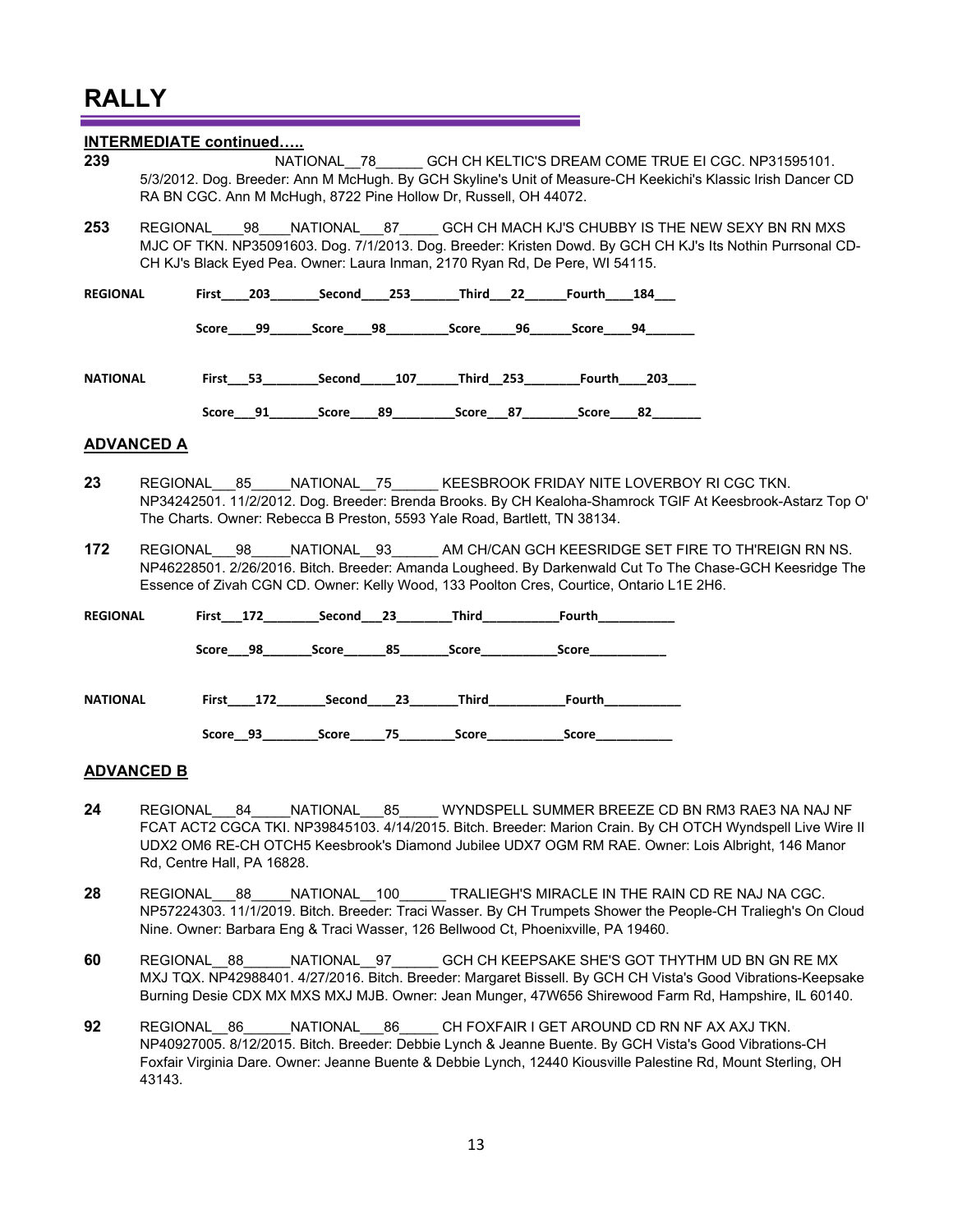# RALLY

**INTERMEDIATE continued…..**

**239** NATIONAL__78______ GCH CH KELTIC'S DREAM COME TRUE EI CGC. NP31595101. 5/3/2012. Dog. Breeder: Ann M McHugh. By GCH Skyline's Unit of Measure-CH Keekichi's Klassic Irish Dancer CD RA BN CGC. Ann M McHugh, 8722 Pine Hollow Dr, Russell, OH 44072.

**253** REGIONAL____98____NATIONAL___87_____ GCH CH MACH KJ'S CHUBBY IS THE NEW SEXY BN RN MXS MJC OF TKN. NP35091603. Dog. 7/1/2013. Dog. Breeder: Kristen Dowd. By GCH CH KJ's Its Nothin Purrsonal CD-CH KJ's Black Eyed Pea. Owner: Laura Inman, 2170 Ryan Rd, De Pere, WI 54115.

**REGIONAL** First____203_______Second____253_______Third___22______Fourth____184___

Score____99______Score____98_________Score_____96______Score____94_______

**NATIONAL** First___53________Second_____107______Third__253________Fourth____203____

Score___91_______Score____89_________Score___87________Score____82_______

## ADVANCED A

**23** REGIONAL___85_____NATIONAL__75______ KEESBROOK FRIDAY NITE LOVERBOY RI CGC TKN. NP34242501. 11/2/2012. Dog. Breeder: Brenda Brooks. By CH Kealoha-Shamrock TGIF At Keesbrook-Astarz Top O' The Charts. Owner: Rebecca B Preston, 5593 Yale Road, Bartlett, TN 38134.

**172** REGIONAL___98_____NATIONAL__93______ AM CH/CAN GCH KEESRIDGE SET FIRE TO TH'REIGN RN NS. NP46228501. 2/26/2016. Bitch. Breeder: Amanda Lougheed. By Darkenwald Cut To The Chase-GCH Keesridge The Essence of Zivah CGN CD. Owner: Kelly Wood, 133 Poolton Cres, Courtice, Ontario L1E 2H6.

**REGIONAL** First___172________Second___23________Third___________Fourth___________

Score___98_______Score______85_______Score___________Score___________

**NATIONAL** First____172_______Second____23_______Third___________Fourth___________

Score__93________Score_____75________Score___________Score___________

## ADVANCED B

**24** REGIONAL___84_____NATIONAL___85_____ WYNDSPELL SUMMER BREEZE CD BN RM3 RAE3 NA NAJ NF FCAT ACT2 CGCA TKI. NP39845103. 4/14/2015. Bitch. Breeder: Marion Crain. By CH OTCH Wyndspell Live Wire II UDX2 OM6 RE-CH OTCH5 Keesbrook's Diamond Jubilee UDX7 OGM RM RAE. Owner: Lois Albright, 146 Manor Rd, Centre Hall, PA 16828.

**28** REGIONAL___88_____NATIONAL__100______ TRALIEGH'S MIRACLE IN THE RAIN CD RE NAJ NA CGC. NP57224303. 11/1/2019. Bitch. Breeder: Traci Wasser. By CH Trumpets Shower the People-CH Traliegh's On Cloud Nine. Owner: Barbara Eng & Traci Wasser, 126 Bellwood Ct, Phoenixville, PA 19460.

**60** REGIONAL__88______NATIONAL__97______ GCH CH KEEPSAKE SHE'S GOT THYTHM UD BN GN RE MX MXJ TQX. NP42988401. 4/27/2016. Bitch. Breeder: Margaret Bissell. By GCH CH Vista's Good Vibrations-Keepsake Burning Desie CDX MX MXS MXJ MJB. Owner: Jean Munger, 47W656 Shirewood Farm Rd, Hampshire, IL 60140.

**92** REGIONAL__86______NATIONAL___86_____ CH FOXFAIR I GET AROUND CD RN NF AX AXJ TKN. NP40927005. 8/12/2015. Bitch. Breeder: Debbie Lynch & Jeanne Buente. By GCH Vista's Good Vibrations-CH Foxfair Virginia Dare. Owner: Jeanne Buente & Debbie Lynch, 12440 Kiousville Palestine Rd, Mount Sterling, OH 43143.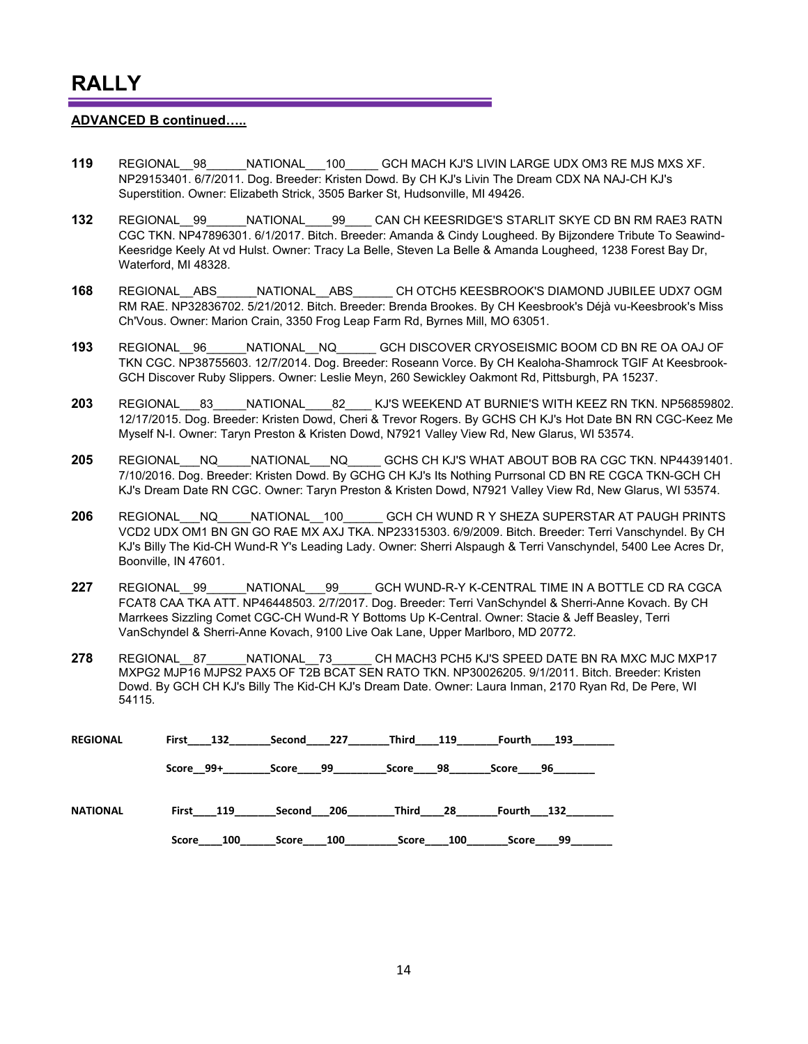# RALLY

**ADVANCED B continued…..**

**119** REGIONAL__98______NATIONAL___100_____ GCH MACH KJ'S LIVIN LARGE UDX OM3 RE MJS MXS XF. NP29153401. 6/7/2011. Dog. Breeder: Kristen Dowd. By CH KJ's Livin The Dream CDX NA NAJ-CH KJ's Superstition. Owner: Elizabeth Strick, 3505 Barker St, Hudsonville, MI 49426.

**132** REGIONAL__99______NATIONAL____99____ CAN CH KEESRIDGE'S STARLIT SKYE CD BN RM RAE3 RATN CGC TKN. NP47896301. 6/1/2017. Bitch. Breeder: Amanda & Cindy Lougheed. By Bijzondere Tribute To Seawind-Keesridge Keely At vd Hulst. Owner: Tracy La Belle, Steven La Belle & Amanda Lougheed, 1238 Forest Bay Dr, Waterford, MI 48328.

**168** REGIONAL__ABS______NATIONAL__ABS______ CH OTCH5 KEESBROOK'S DIAMOND JUBILEE UDX7 OGM RM RAE. NP32836702. 5/21/2012. Bitch. Breeder: Brenda Brookes. By CH Keesbrook's Déjà vu-Keesbrook's Miss Ch'Vous. Owner: Marion Crain, 3350 Frog Leap Farm Rd, Byrnes Mill, MO 63051.

**193** REGIONAL__96______NATIONAL__NQ______ GCH DISCOVER CRYOSEISMIC BOOM CD BN RE OA OAJ OF TKN CGC. NP38755603. 12/7/2014. Dog. Breeder: Roseann Vorce. By CH Kealoha-Shamrock TGIF At Keesbrook-GCH Discover Ruby Slippers. Owner: Leslie Meyn, 260 Sewickley Oakmont Rd, Pittsburgh, PA 15237.

**203** REGIONAL___83_____NATIONAL____82____ KJ'S WEEKEND AT BURNIE'S WITH KEEZ RN TKN. NP56859802. 12/17/2015. Dog. Breeder: Kristen Dowd, Cheri & Trevor Rogers. By GCHS CH KJ's Hot Date BN RN CGC-Keez Me Myself N-I. Owner: Taryn Preston & Kristen Dowd, N7921 Valley View Rd, New Glarus, WI 53574.

**205** REGIONAL___NQ_____NATIONAL___NQ_____ GCHS CH KJ'S WHAT ABOUT BOB RA CGC TKN. NP44391401. 7/10/2016. Dog. Breeder: Kristen Dowd. By GCHG CH KJ's Its Nothing Purrsonal CD BN RE CGCA TKN-GCH CH KJ's Dream Date RN CGC. Owner: Taryn Preston & Kristen Dowd, N7921 Valley View Rd, New Glarus, WI 53574.

**206** REGIONAL___NQ_____NATIONAL__100______ GCH CH WUND R Y SHEZA SUPERSTAR AT PAUGH PRINTS VCD2 UDX OM1 BN GN GO RAE MX AXJ TKA. NP23315303. 6/9/2009. Bitch. Breeder: Terri Vanschyndel. By CH KJ's Billy The Kid-CH Wund-R Y's Leading Lady. Owner: Sherri Alspaugh & Terri Vanschyndel, 5400 Lee Acres Dr, Boonville, IN 47601.

**227** REGIONAL__99______NATIONAL___99_____ GCH WUND-R-Y K-CENTRAL TIME IN A BOTTLE CD RA CGCA FCAT8 CAA TKA ATT. NP46448503. 2/7/2017. Dog. Breeder: Terri VanSchyndel & Sherri-Anne Kovach. By CH Marrkees Sizzling Comet CGC-CH Wund-R Y Bottoms Up K-Central. Owner: Stacie & Jeff Beasley, Terri VanSchyndel & Sherri-Anne Kovach, 9100 Live Oak Lane, Upper Marlboro, MD 20772.

**278** REGIONAL__87______NATIONAL__73______ CH MACH3 PCH5 KJ'S SPEED DATE BN RA MXC MJC MXP17 MXPG2 MJP16 MJPS2 PAX5 OF T2B BCAT SEN RATO TKN. NP30026205. 9/1/2011. Bitch. Breeder: Kristen Dowd. By GCH CH KJ's Billy The Kid-CH KJ's Dream Date. Owner: Laura Inman, 2170 Ryan Rd, De Pere, WI 54115.

**REGIONAL** **First____132_______Second____227_______Third____119_______Fourth____193_______**

**Score__99+________Score____99_________Score____98_______Score____96_______**

**NATIONAL** **First____119_______Second___206________Third____28_______Fourth___132________**

**Score____100______Score____100_________Score____100_______Score____99_______**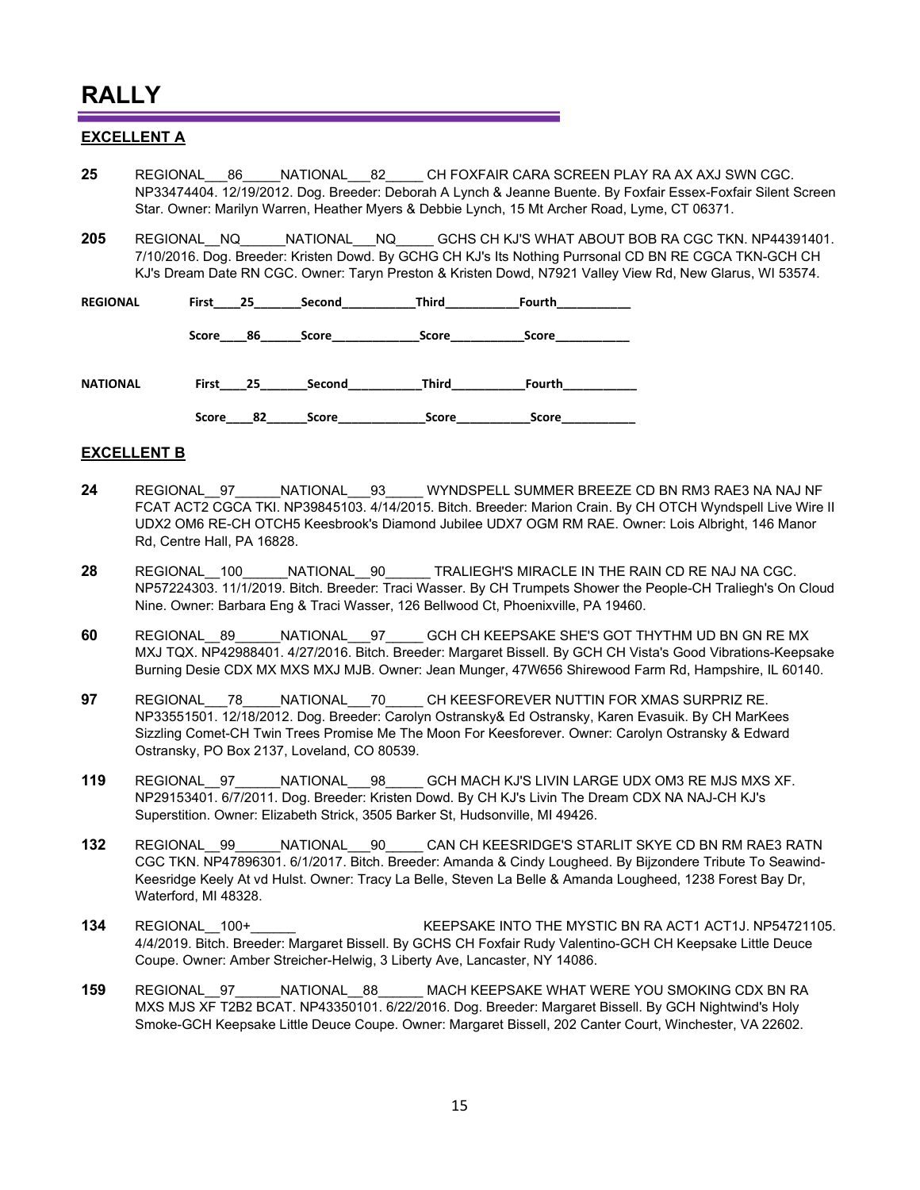# RALLY

## EXCELLENT A

**25** REGIONAL___86_____NATIONAL___82_____ CH FOXFAIR CARA SCREEN PLAY RA AX AXJ SWN CGC. NP33474404. 12/19/2012. Dog. Breeder: Deborah A Lynch & Jeanne Buente. By Foxfair Essex-Foxfair Silent Screen Star. Owner: Marilyn Warren, Heather Myers & Debbie Lynch, 15 Mt Archer Road, Lyme, CT 06371.

**205** REGIONAL__NQ______NATIONAL___NQ_____ GCHS CH KJ'S WHAT ABOUT BOB RA CGC TKN. NP44391401. 7/10/2016. Dog. Breeder: Kristen Dowd. By GCHG CH KJ's Its Nothing Purrsonal CD BN RE CGCA TKN-GCH CH KJ's Dream Date RN CGC. Owner: Taryn Preston & Kristen Dowd, N7921 Valley View Rd, New Glarus, WI 53574.

**REGIONAL** First____25_______Second___________Third___________Fourth___________

Score____86______Score_____________Score___________Score___________

**NATIONAL** First____25_______Second___________Third___________Fourth___________

Score____82______Score_____________Score___________Score___________

## EXCELLENT B

**24** REGIONAL__97______NATIONAL___93_____ WYNDSPELL SUMMER BREEZE CD BN RM3 RAE3 NA NAJ NF FCAT ACT2 CGCA TKI. NP39845103. 4/14/2015. Bitch. Breeder: Marion Crain. By CH OTCH Wyndspell Live Wire II UDX2 OM6 RE-CH OTCH5 Keesbrook's Diamond Jubilee UDX7 OGM RM RAE. Owner: Lois Albright, 146 Manor Rd, Centre Hall, PA 16828.

**28** REGIONAL__100______NATIONAL__90______ TRALIEGH'S MIRACLE IN THE RAIN CD RE NAJ NA CGC. NP57224303. 11/1/2019. Bitch. Breeder: Traci Wasser. By CH Trumpets Shower the People-CH Traliegh's On Cloud Nine. Owner: Barbara Eng & Traci Wasser, 126 Bellwood Ct, Phoenixville, PA 19460.

**60** REGIONAL__89______NATIONAL___97_____ GCH CH KEEPSAKE SHE'S GOT THYTHM UD BN GN RE MX MXJ TQX. NP42988401. 4/27/2016. Bitch. Breeder: Margaret Bissell. By GCH CH Vista's Good Vibrations-Keepsake Burning Desie CDX MX MXS MXJ MJB. Owner: Jean Munger, 47W656 Shirewood Farm Rd, Hampshire, IL 60140.

**97** REGIONAL___78_____NATIONAL___70_____ CH KEESFOREVER NUTTIN FOR XMAS SURPRIZ RE. NP33551501. 12/18/2012. Dog. Breeder: Carolyn Ostransky& Ed Ostransky, Karen Evasuik. By CH MarKees Sizzling Comet-CH Twin Trees Promise Me The Moon For Keesforever. Owner: Carolyn Ostransky & Edward Ostransky, PO Box 2137, Loveland, CO 80539.

**119** REGIONAL__97______NATIONAL___98_____ GCH MACH KJ'S LIVIN LARGE UDX OM3 RE MJS MXS XF. NP29153401. 6/7/2011. Dog. Breeder: Kristen Dowd. By CH KJ's Livin The Dream CDX NA NAJ-CH KJ's Superstition. Owner: Elizabeth Strick, 3505 Barker St, Hudsonville, MI 49426.

**132** REGIONAL__99______NATIONAL___90_____ CAN CH KEESRIDGE'S STARLIT SKYE CD BN RM RAE3 RATN CGC TKN. NP47896301. 6/1/2017. Bitch. Breeder: Amanda & Cindy Lougheed. By Bijzondere Tribute To Seawind-Keesridge Keely At vd Hulst. Owner: Tracy La Belle, Steven La Belle & Amanda Lougheed, 1238 Forest Bay Dr, Waterford, MI 48328.

**134** REGIONAL__100+______ KEEPSAKE INTO THE MYSTIC BN RA ACT1 ACT1J. NP54721105. 4/4/2019. Bitch. Breeder: Margaret Bissell. By GCHS CH Foxfair Rudy Valentino-GCH CH Keepsake Little Deuce Coupe. Owner: Amber Streicher-Helwig, 3 Liberty Ave, Lancaster, NY 14086.

**159** REGIONAL__97______NATIONAL__88______ MACH KEEPSAKE WHAT WERE YOU SMOKING CDX BN RA MXS MJS XF T2B2 BCAT. NP43350101. 6/22/2016. Dog. Breeder: Margaret Bissell. By GCH Nightwind's Holy Smoke-GCH Keepsake Little Deuce Coupe. Owner: Margaret Bissell, 202 Canter Court, Winchester, VA 22602.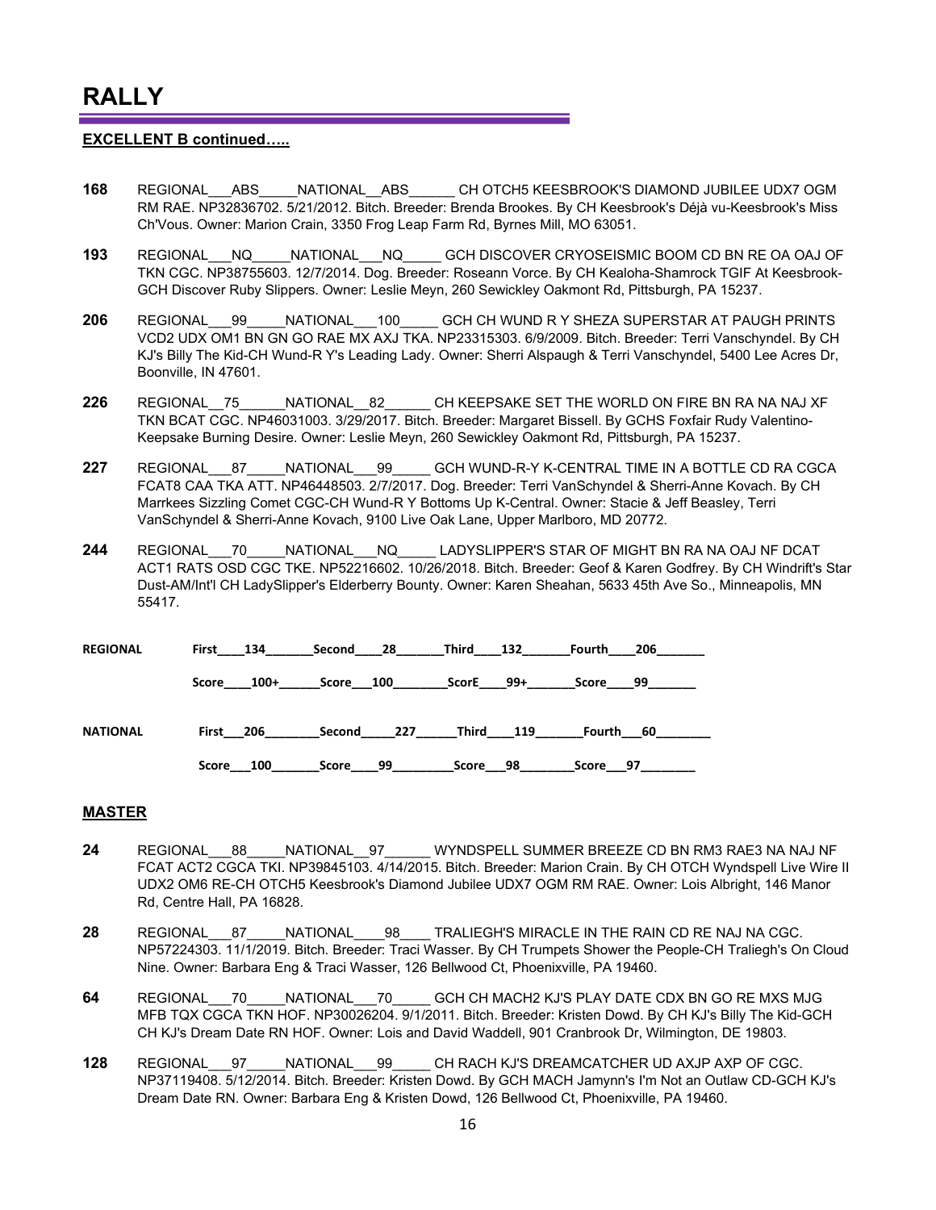# RALLY

**EXCELLENT B continued…..**

**168** REGIONAL___ABS_____NATIONAL__ABS______ CH OTCH5 KEESBROOK'S DIAMOND JUBILEE UDX7 OGM RM RAE. NP32836702. 5/21/2012. Bitch. Breeder: Brenda Brookes. By CH Keesbrook's Déjà vu-Keesbrook's Miss Ch'Vous. Owner: Marion Crain, 3350 Frog Leap Farm Rd, Byrnes Mill, MO 63051.

**193** REGIONAL___NQ_____NATIONAL___NQ_____ GCH DISCOVER CRYOSEISMIC BOOM CD BN RE OA OAJ OF TKN CGC. NP38755603. 12/7/2014. Dog. Breeder: Roseann Vorce. By CH Kealoha-Shamrock TGIF At Keesbrook-GCH Discover Ruby Slippers. Owner: Leslie Meyn, 260 Sewickley Oakmont Rd, Pittsburgh, PA 15237.

**206** REGIONAL___99_____NATIONAL___100_____ GCH CH WUND R Y SHEZA SUPERSTAR AT PAUGH PRINTS VCD2 UDX OM1 BN GN GO RAE MX AXJ TKA. NP23315303. 6/9/2009. Bitch. Breeder: Terri Vanschyndel. By CH KJ's Billy The Kid-CH Wund-R Y's Leading Lady. Owner: Sherri Alspaugh & Terri Vanschyndel, 5400 Lee Acres Dr, Boonville, IN 47601.

**226** REGIONAL__75______NATIONAL__82______ CH KEEPSAKE SET THE WORLD ON FIRE BN RA NA NAJ XF TKN BCAT CGC. NP46031003. 3/29/2017. Bitch. Breeder: Margaret Bissell. By GCHS Foxfair Rudy Valentino-Keepsake Burning Desire. Owner: Leslie Meyn, 260 Sewickley Oakmont Rd, Pittsburgh, PA 15237.

**227** REGIONAL___87_____NATIONAL___99_____ GCH WUND-R-Y K-CENTRAL TIME IN A BOTTLE CD RA CGCA FCAT8 CAA TKA ATT. NP46448503. 2/7/2017. Dog. Breeder: Terri VanSchyndel & Sherri-Anne Kovach. By CH Marrkees Sizzling Comet CGC-CH Wund-R Y Bottoms Up K-Central. Owner: Stacie & Jeff Beasley, Terri VanSchyndel & Sherri-Anne Kovach, 9100 Live Oak Lane, Upper Marlboro, MD 20772.

**244** REGIONAL___70_____NATIONAL___NQ_____ LADYSLIPPER'S STAR OF MIGHT BN RA NA OAJ NF DCAT ACT1 RATS OSD CGC TKE. NP52216602. 10/26/2018. Bitch. Breeder: Geof & Karen Godfrey. By CH Windrift's Star Dust-AM/Int'l CH LadySlipper's Elderberry Bounty. Owner: Karen Sheahan, 5633 45th Ave So., Minneapolis, MN 55417.

| | First | Second | Third | Fourth |
|---|---|---|---|---|
| **REGIONAL** | 134 | 28 | 132 | 206 |
| Score | 100+ | 100 | 99+ | 99 |
| **NATIONAL** | 206 | 227 | 119 | 60 |
| Score | 100 | 99 | 98 | 97 |

**MASTER**

**24** REGIONAL___88_____NATIONAL__97______ WYNDSPELL SUMMER BREEZE CD BN RM3 RAE3 NA NAJ NF FCAT ACT2 CGCA TKI. NP39845103. 4/14/2015. Bitch. Breeder: Marion Crain. By CH OTCH Wyndspell Live Wire II UDX2 OM6 RE-CH OTCH5 Keesbrook's Diamond Jubilee UDX7 OGM RM RAE. Owner: Lois Albright, 146 Manor Rd, Centre Hall, PA 16828.

**28** REGIONAL___87_____NATIONAL____98____ TRALIEGH'S MIRACLE IN THE RAIN CD RE NAJ NA CGC. NP57224303. 11/1/2019. Bitch. Breeder: Traci Wasser. By CH Trumpets Shower the People-CH Traliegh's On Cloud Nine. Owner: Barbara Eng & Traci Wasser, 126 Bellwood Ct, Phoenixville, PA 19460.

**64** REGIONAL___70_____NATIONAL___70_____ GCH CH MACH2 KJ'S PLAY DATE CDX BN GO RE MXS MJG MFB TQX CGCA TKN HOF. NP30026204. 9/1/2011. Bitch. Breeder: Kristen Dowd. By CH KJ's Billy The Kid-GCH CH KJ's Dream Date RN HOF. Owner: Lois and David Waddell, 901 Cranbrook Dr, Wilmington, DE 19803.

**128** REGIONAL___97_____NATIONAL___99_____ CH RACH KJ'S DREAMCATCHER UD AXJP AXP OF CGC. NP37119408. 5/12/2014. Bitch. Breeder: Kristen Dowd. By GCH MACH Jamynn's I'm Not an Outlaw CD-GCH KJ's Dream Date RN. Owner: Barbara Eng & Kristen Dowd, 126 Bellwood Ct, Phoenixville, PA 19460.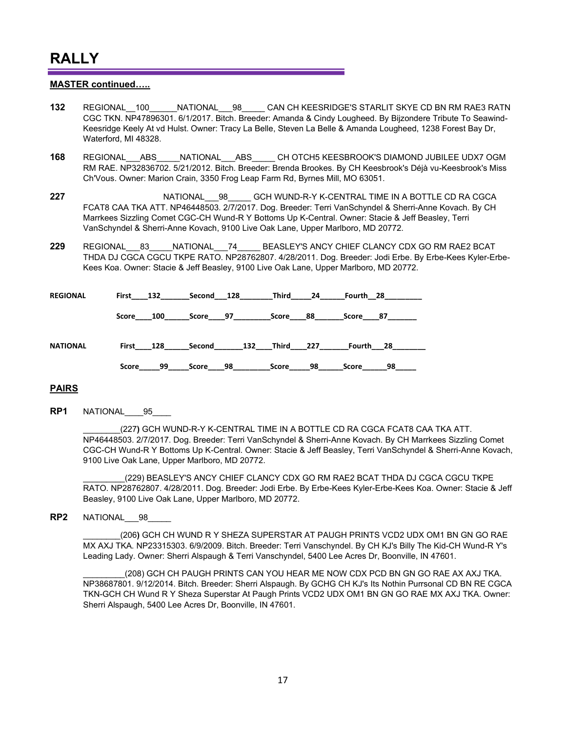# RALLY

## MASTER continued…..

**132** REGIONAL__100______NATIONAL___98_____ CAN CH KEESRIDGE'S STARLIT SKYE CD BN RM RAE3 RATN CGC TKN. NP47896301. 6/1/2017. Bitch. Breeder: Amanda & Cindy Lougheed. By Bijzondere Tribute To Seawind-Keesridge Keely At vd Hulst. Owner: Tracy La Belle, Steven La Belle & Amanda Lougheed, 1238 Forest Bay Dr, Waterford, MI 48328.

**168** REGIONAL___ABS_____NATIONAL___ABS_____ CH OTCH5 KEESBROOK'S DIAMOND JUBILEE UDX7 OGM RM RAE. NP32836702. 5/21/2012. Bitch. Breeder: Brenda Brookes. By CH Keesbrook's Déjà vu-Keesbrook's Miss Ch'Vous. Owner: Marion Crain, 3350 Frog Leap Farm Rd, Byrnes Mill, MO 63051.

**227** NATIONAL___98_____ GCH WUND-R-Y K-CENTRAL TIME IN A BOTTLE CD RA CGCA FCAT8 CAA TKA ATT. NP46448503. 2/7/2017. Dog. Breeder: Terri VanSchyndel & Sherri-Anne Kovach. By CH Marrkees Sizzling Comet CGC-CH Wund-R Y Bottoms Up K-Central. Owner: Stacie & Jeff Beasley, Terri VanSchyndel & Sherri-Anne Kovach, 9100 Live Oak Lane, Upper Marlboro, MD 20772.

**229** REGIONAL___83_____NATIONAL___74_____ BEASLEY'S ANCY CHIEF CLANCY CDX GO RM RAE2 BCAT THDA DJ CGCA CGCU TKPE RATO. NP28762807. 4/28/2011. Dog. Breeder: Jodi Erbe. By Erbe-Kees Kyler-Erbe-Kees Koa. Owner: Stacie & Jeff Beasley, 9100 Live Oak Lane, Upper Marlboro, MD 20772.

**REGIONAL** First____132_______Second___128________Third_____24______Fourth__28_________

Score____100______Score____97_________Score____88_______Score____87_______

**NATIONAL** First____128______Second_______132____Third____227_______Fourth___28________

Score_____99_____Score____98_________Score_____98______Score______98_____

## PAIRS

**RP1** NATIONAL____95____

________(227) GCH WUND-R-Y K-CENTRAL TIME IN A BOTTLE CD RA CGCA FCAT8 CAA TKA ATT. NP46448503. 2/7/2017. Dog. Breeder: Terri VanSchyndel & Sherri-Anne Kovach. By CH Marrkees Sizzling Comet CGC-CH Wund-R Y Bottoms Up K-Central. Owner: Stacie & Jeff Beasley, Terri VanSchyndel & Sherri-Anne Kovach, 9100 Live Oak Lane, Upper Marlboro, MD 20772.

_________(229) BEASLEY'S ANCY CHIEF CLANCY CDX GO RM RAE2 BCAT THDA DJ CGCA CGCU TKPE RATO. NP28762807. 4/28/2011. Dog. Breeder: Jodi Erbe. By Erbe-Kees Kyler-Erbe-Kees Koa. Owner: Stacie & Jeff Beasley, 9100 Live Oak Lane, Upper Marlboro, MD 20772.

**RP2** NATIONAL___98_____

________(206) GCH CH WUND R Y SHEZA SUPERSTAR AT PAUGH PRINTS VCD2 UDX OM1 BN GN GO RAE MX AXJ TKA. NP23315303. 6/9/2009. Bitch. Breeder: Terri Vanschyndel. By CH KJ's Billy The Kid-CH Wund-R Y's Leading Lady. Owner: Sherri Alspaugh & Terri Vanschyndel, 5400 Lee Acres Dr, Boonville, IN 47601.

_________(208) GCH CH PAUGH PRINTS CAN YOU HEAR ME NOW CDX PCD BN GN GO RAE AX AXJ TKA. NP38687801. 9/12/2014. Bitch. Breeder: Sherri Alspaugh. By GCHG CH KJ's Its Nothin Purrsonal CD BN RE CGCA TKN-GCH CH Wund R Y Sheza Superstar At Paugh Prints VCD2 UDX OM1 BN GN GO RAE MX AXJ TKA. Owner: Sherri Alspaugh, 5400 Lee Acres Dr, Boonville, IN 47601.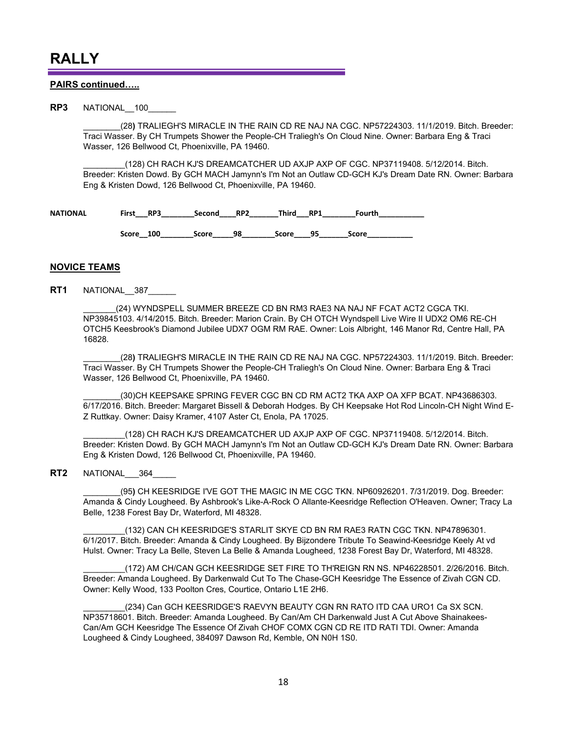# RALLY

**PAIRS continued…..**

**RP3** NATIONAL__100______

________(28**)** TRALIEGH'S MIRACLE IN THE RAIN CD RE NAJ NA CGC. NP57224303. 11/1/2019. Bitch. Breeder: Traci Wasser. By CH Trumpets Shower the People-CH Traliegh's On Cloud Nine. Owner: Barbara Eng & Traci Wasser, 126 Bellwood Ct, Phoenixville, PA 19460.

_________(128) CH RACH KJ'S DREAMCATCHER UD AXJP AXP OF CGC. NP37119408. 5/12/2014. Bitch. Breeder: Kristen Dowd. By GCH MACH Jamynn's I'm Not an Outlaw CD-GCH KJ's Dream Date RN. Owner: Barbara Eng & Kristen Dowd, 126 Bellwood Ct, Phoenixville, PA 19460.

**NATIONAL** First___RP3________Second____RP2_______Third___RP1________Fourth___________

Score__100________Score_____98________Score____95_______Score___________

**NOVICE TEAMS**

**RT1** NATIONAL__387______

_______(24) WYNDSPELL SUMMER BREEZE CD BN RM3 RAE3 NA NAJ NF FCAT ACT2 CGCA TKI. NP39845103. 4/14/2015. Bitch. Breeder: Marion Crain. By CH OTCH Wyndspell Live Wire II UDX2 OM6 RE-CH OTCH5 Keesbrook's Diamond Jubilee UDX7 OGM RM RAE. Owner: Lois Albright, 146 Manor Rd, Centre Hall, PA 16828.

________(28**)** TRALIEGH'S MIRACLE IN THE RAIN CD RE NAJ NA CGC. NP57224303. 11/1/2019. Bitch. Breeder: Traci Wasser. By CH Trumpets Shower the People-CH Traliegh's On Cloud Nine. Owner: Barbara Eng & Traci Wasser, 126 Bellwood Ct, Phoenixville, PA 19460.

________(30)CH KEEPSAKE SPRING FEVER CGC BN CD RM ACT2 TKA AXP OA XFP BCAT. NP43686303. 6/17/2016. Bitch. Breeder: Margaret Bissell & Deborah Hodges. By CH Keepsake Hot Rod Lincoln-CH Night Wind E-Z Ruttkay. Owner: Daisy Kramer, 4107 Aster Ct, Enola, PA 17025.

_________(128) CH RACH KJ'S DREAMCATCHER UD AXJP AXP OF CGC. NP37119408. 5/12/2014. Bitch. Breeder: Kristen Dowd. By GCH MACH Jamynn's I'm Not an Outlaw CD-GCH KJ's Dream Date RN. Owner: Barbara Eng & Kristen Dowd, 126 Bellwood Ct, Phoenixville, PA 19460.

**RT2** NATIONAL___364_____

________(95**)** CH KEESRIDGE I'VE GOT THE MAGIC IN ME CGC TKN. NP60926201. 7/31/2019. Dog. Breeder: Amanda & Cindy Lougheed. By Ashbrook's Like-A-Rock O Allante-Keesridge Reflection O'Heaven. Owner; Tracy La Belle, 1238 Forest Bay Dr, Waterford, MI 48328.

_________(132) CAN CH KEESRIDGE'S STARLIT SKYE CD BN RM RAE3 RATN CGC TKN. NP47896301. 6/1/2017. Bitch. Breeder: Amanda & Cindy Lougheed. By Bijzondere Tribute To Seawind-Keesridge Keely At vd Hulst. Owner: Tracy La Belle, Steven La Belle & Amanda Lougheed, 1238 Forest Bay Dr, Waterford, MI 48328.

_________(172) AM CH/CAN GCH KEESRIDGE SET FIRE TO TH'REIGN RN NS. NP46228501. 2/26/2016. Bitch. Breeder: Amanda Lougheed. By Darkenwald Cut To The Chase-GCH Keesridge The Essence of Zivah CGN CD. Owner: Kelly Wood, 133 Poolton Cres, Courtice, Ontario L1E 2H6.

_________(234) Can GCH KEESRIDGE'S RAEVYN BEAUTY CGN RN RATO ITD CAA URO1 Ca SX SCN. NP35718601. Bitch. Breeder: Amanda Lougheed. By Can/Am CH Darkenwald Just A Cut Above Shainakees-Can/Am GCH Keesridge The Essence Of Zivah CHOF COMX CGN CD RE ITD RATI TDI. Owner: Amanda Lougheed & Cindy Lougheed, 384097 Dawson Rd, Kemble, ON N0H 1S0.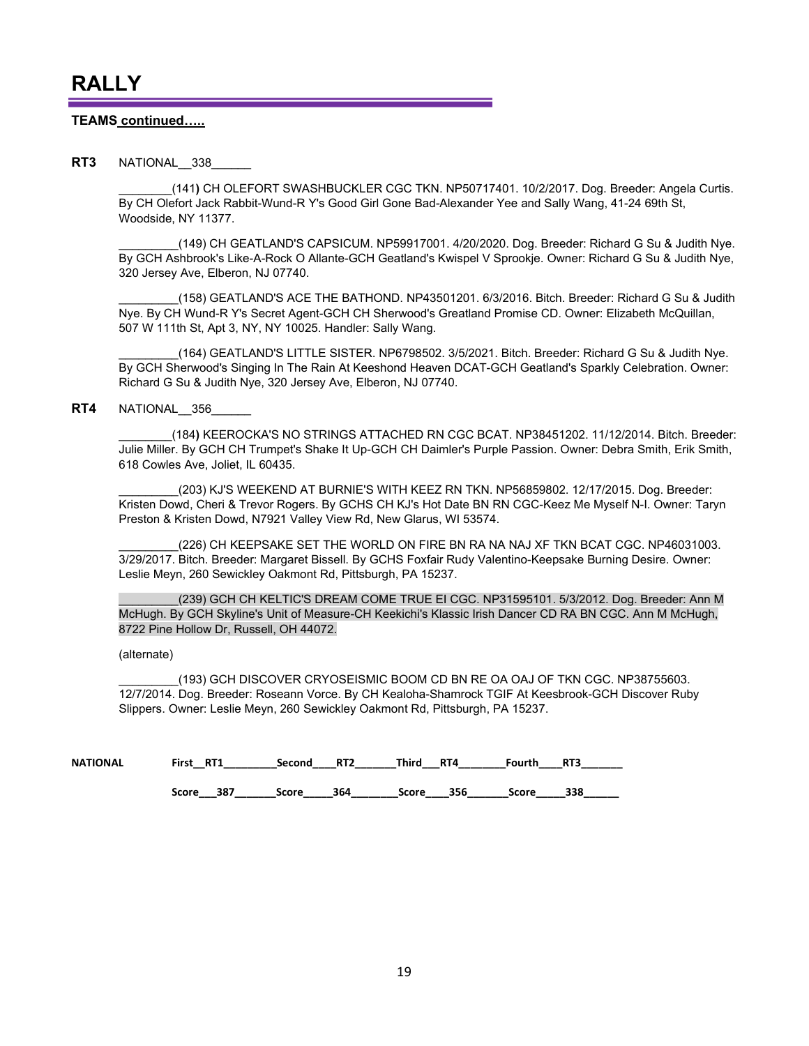# RALLY

**TEAMS continued…..**

**RT3** NATIONAL__338______

________(141) CH OLEFORT SWASHBUCKLER CGC TKN. NP50717401. 10/2/2017. Dog. Breeder: Angela Curtis. By CH Olefort Jack Rabbit-Wund-R Y's Good Girl Gone Bad-Alexander Yee and Sally Wang, 41-24 69th St, Woodside, NY 11377.

_________(149) CH GEATLAND'S CAPSICUM. NP59917001. 4/20/2020. Dog. Breeder: Richard G Su & Judith Nye. By GCH Ashbrook's Like-A-Rock O Allante-GCH Geatland's Kwispel V Sprookje. Owner: Richard G Su & Judith Nye, 320 Jersey Ave, Elberon, NJ 07740.

_________(158) GEATLAND'S ACE THE BATHOND. NP43501201. 6/3/2016. Bitch. Breeder: Richard G Su & Judith Nye. By CH Wund-R Y's Secret Agent-GCH CH Sherwood's Greatland Promise CD. Owner: Elizabeth McQuillan, 507 W 111th St, Apt 3, NY, NY 10025. Handler: Sally Wang.

_________(164) GEATLAND'S LITTLE SISTER. NP6798502. 3/5/2021. Bitch. Breeder: Richard G Su & Judith Nye. By GCH Sherwood's Singing In The Rain At Keeshond Heaven DCAT-GCH Geatland's Sparkly Celebration. Owner: Richard G Su & Judith Nye, 320 Jersey Ave, Elberon, NJ 07740.

**RT4** NATIONAL__356______

________(184) KEEROCKA'S NO STRINGS ATTACHED RN CGC BCAT. NP38451202. 11/12/2014. Bitch. Breeder: Julie Miller. By GCH CH Trumpet's Shake It Up-GCH CH Daimler's Purple Passion. Owner: Debra Smith, Erik Smith, 618 Cowles Ave, Joliet, IL 60435.

_________(203) KJ'S WEEKEND AT BURNIE'S WITH KEEZ RN TKN. NP56859802. 12/17/2015. Dog. Breeder: Kristen Dowd, Cheri & Trevor Rogers. By GCHS CH KJ's Hot Date BN RN CGC-Keez Me Myself N-I. Owner: Taryn Preston & Kristen Dowd, N7921 Valley View Rd, New Glarus, WI 53574.

_________(226) CH KEEPSAKE SET THE WORLD ON FIRE BN RA NA NAJ XF TKN BCAT CGC. NP46031003. 3/29/2017. Bitch. Breeder: Margaret Bissell. By GCHS Foxfair Rudy Valentino-Keepsake Burning Desire. Owner: Leslie Meyn, 260 Sewickley Oakmont Rd, Pittsburgh, PA 15237.

_________(239) GCH CH KELTIC'S DREAM COME TRUE EI CGC. NP31595101. 5/3/2012. Dog. Breeder: Ann M McHugh. By GCH Skyline's Unit of Measure-CH Keekichi's Klassic Irish Dancer CD RA BN CGC. Ann M McHugh, 8722 Pine Hollow Dr, Russell, OH 44072.

(alternate)

_________(193) GCH DISCOVER CRYOSEISMIC BOOM CD BN RE OA OAJ OF TKN CGC. NP38755603. 12/7/2014. Dog. Breeder: Roseann Vorce. By CH Kealoha-Shamrock TGIF At Keesbrook-GCH Discover Ruby Slippers. Owner: Leslie Meyn, 260 Sewickley Oakmont Rd, Pittsburgh, PA 15237.

**NATIONAL** **First__RT1_________Second____RT2_______Third___RT4________Fourth____RT3_______**

**Score___387_______Score_____364________Score____356_______Score_____338______**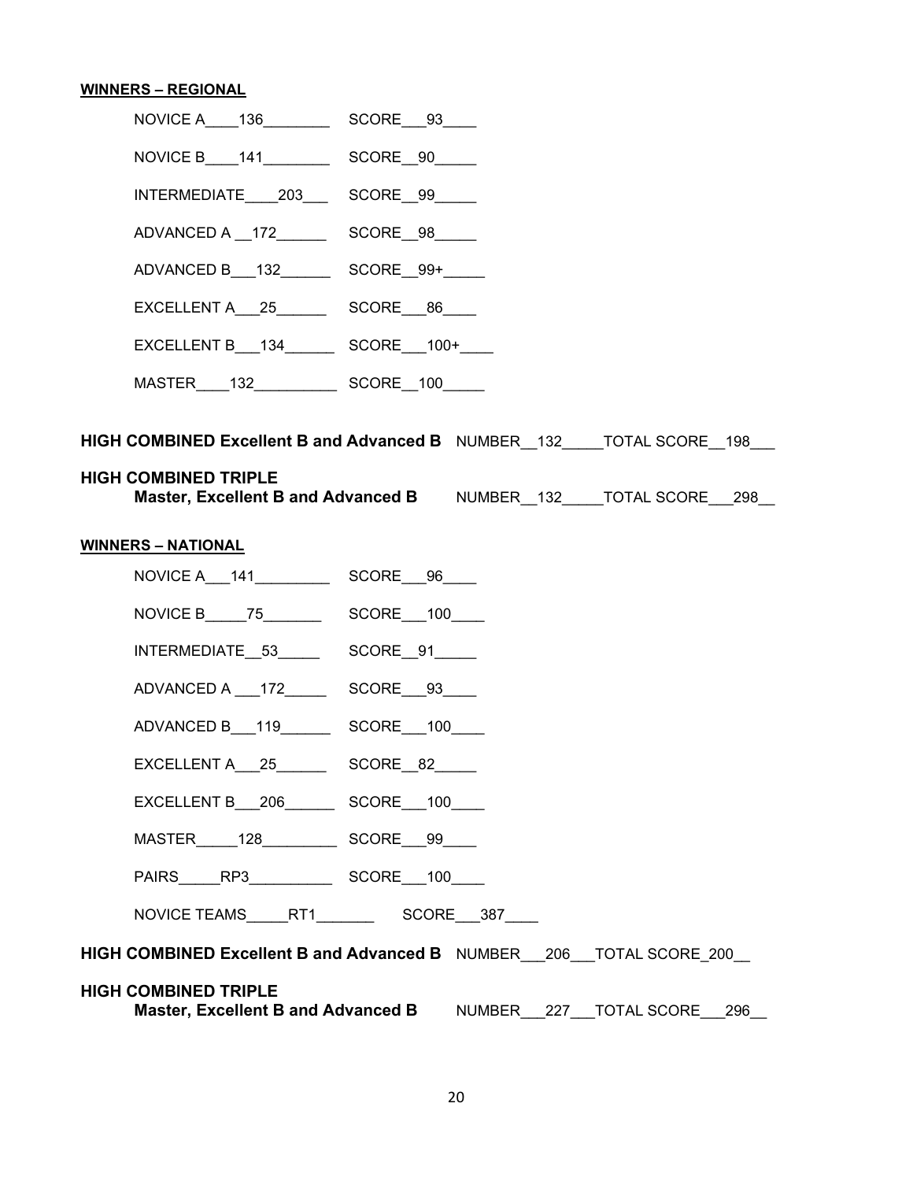**WINNERS – REGIONAL**

NOVICE A____136________ SCORE___93____

NOVICE B____141________ SCORE__90_____

INTERMEDIATE____203___ SCORE__99_____

ADVANCED A __172______ SCORE__98_____

ADVANCED B___132______ SCORE__99+_____

EXCELLENT A___25______ SCORE___86____

EXCELLENT B___134______ SCORE___100+____

MASTER____132__________ SCORE__100_____

**HIGH COMBINED Excellent B and Advanced B** NUMBER__132_____TOTAL SCORE__198___

**HIGH COMBINED TRIPLE**
**Master, Excellent B and Advanced B** NUMBER__132_____TOTAL SCORE___298__

**WINNERS – NATIONAL**

NOVICE A___141_________ SCORE___96____

NOVICE B_____75_______ SCORE___100____

INTERMEDIATE__53_____ SCORE__91_____

ADVANCED A ___172_____ SCORE___93____

ADVANCED B___119______ SCORE___100____

EXCELLENT A___25______ SCORE__82_____

EXCELLENT B___206______ SCORE___100____

MASTER_____128_________ SCORE___99____

PAIRS_____RP3__________ SCORE___100____

NOVICE TEAMS_____RT1_______ SCORE___387____

**HIGH COMBINED Excellent B and Advanced B** NUMBER___206___TOTAL SCORE_200__

**HIGH COMBINED TRIPLE**
**Master, Excellent B and Advanced B** NUMBER___227___TOTAL SCORE___296__